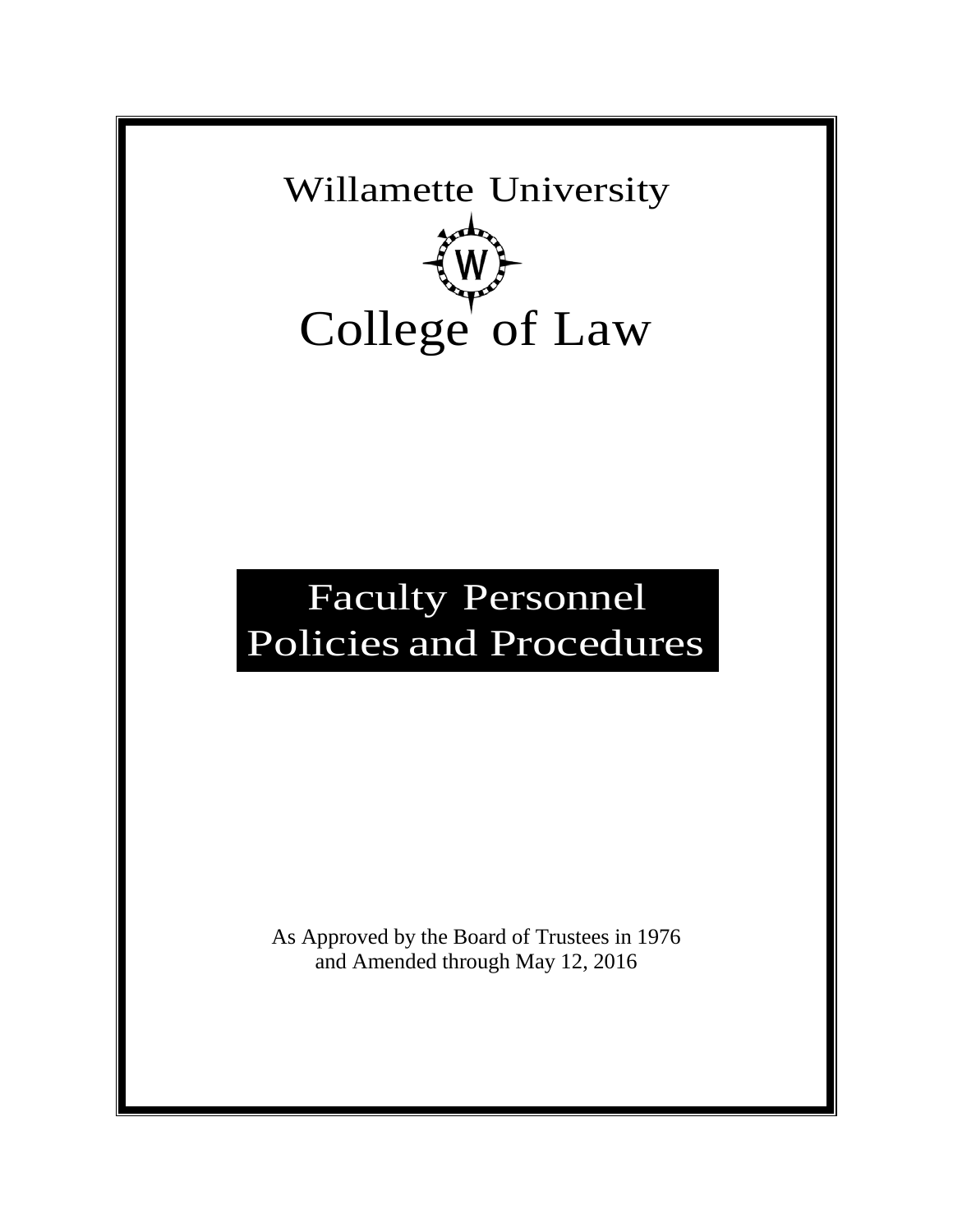# Willamette University

# College of Law

## Faculty Personnel Policies and Procedures

As Approved by the Board of Trustees in 1976
and Amended through May 12, 2016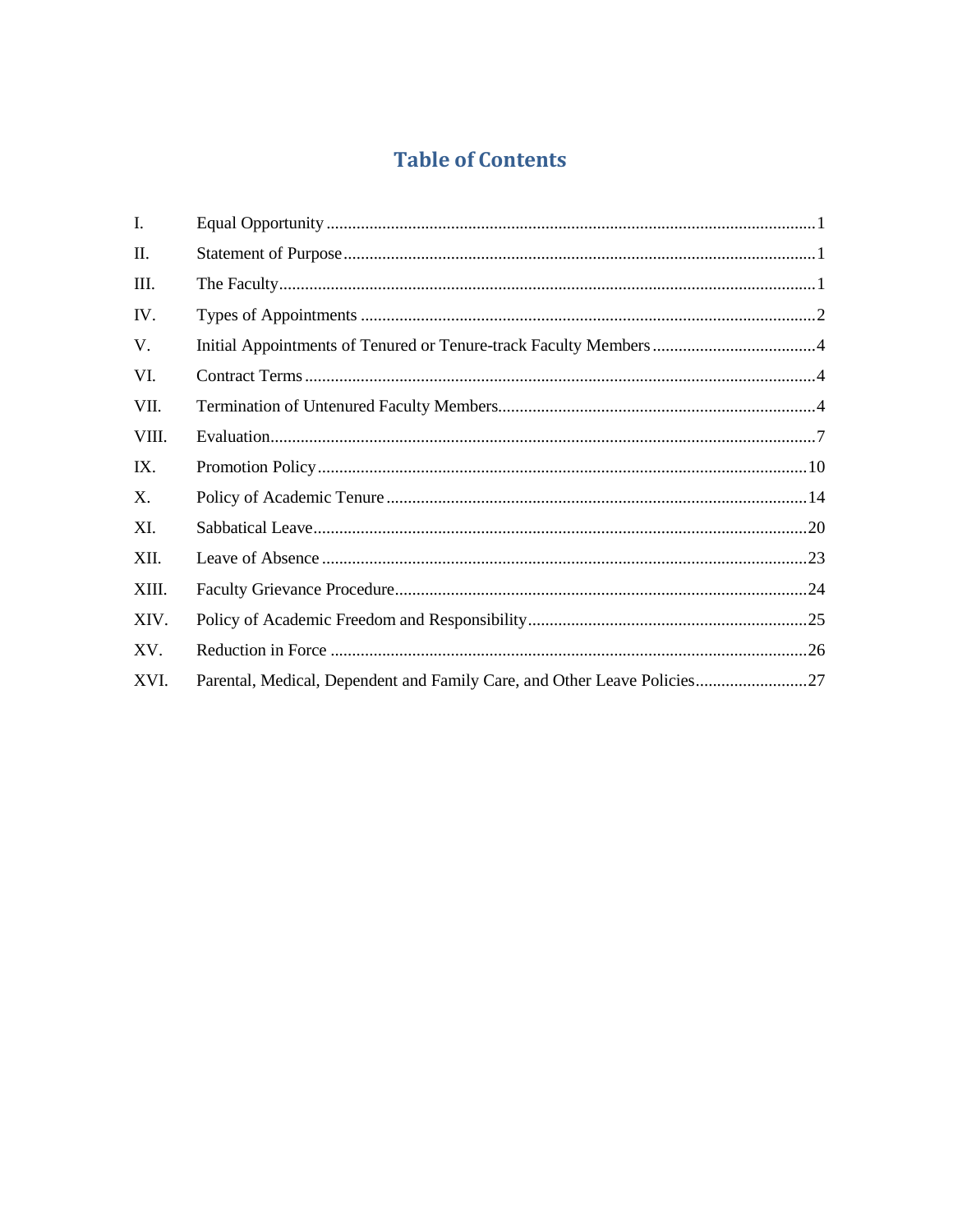# Table of Contents

| | | |
|---|---|---|
| I. | Equal Opportunity | 1 |
| II. | Statement of Purpose | 1 |
| III. | The Faculty | 1 |
| IV. | Types of Appointments | 2 |
| V. | Initial Appointments of Tenured or Tenure-track Faculty Members | 4 |
| VI. | Contract Terms | 4 |
| VII. | Termination of Untenured Faculty Members | 4 |
| VIII. | Evaluation | 7 |
| IX. | Promotion Policy | 10 |
| X. | Policy of Academic Tenure | 14 |
| XI. | Sabbatical Leave | 20 |
| XII. | Leave of Absence | 23 |
| XIII. | Faculty Grievance Procedure | 24 |
| XIV. | Policy of Academic Freedom and Responsibility | 25 |
| XV. | Reduction in Force | 26 |
| XVI. | Parental, Medical, Dependent and Family Care, and Other Leave Policies | 27 |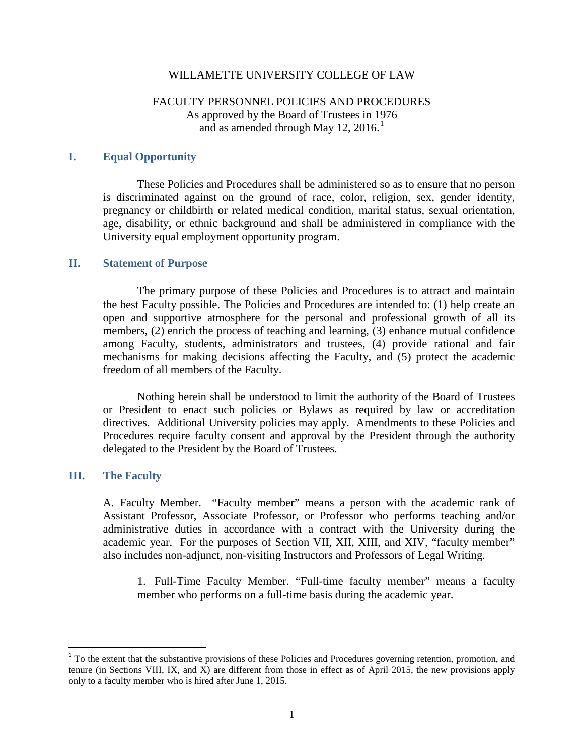WILLAMETTE UNIVERSITY COLLEGE OF LAW

FACULTY PERSONNEL POLICIES AND PROCEDURES
As approved by the Board of Trustees in 1976
and as amended through May 12, 2016.[1]

## I. Equal Opportunity

These Policies and Procedures shall be administered so as to ensure that no person is discriminated against on the ground of race, color, religion, sex, gender identity, pregnancy or childbirth or related medical condition, marital status, sexual orientation, age, disability, or ethnic background and shall be administered in compliance with the University equal employment opportunity program.

## II. Statement of Purpose

The primary purpose of these Policies and Procedures is to attract and maintain the best Faculty possible. The Policies and Procedures are intended to: (1) help create an open and supportive atmosphere for the personal and professional growth of all its members, (2) enrich the process of teaching and learning, (3) enhance mutual confidence among Faculty, students, administrators and trustees, (4) provide rational and fair mechanisms for making decisions affecting the Faculty, and (5) protect the academic freedom of all members of the Faculty.

Nothing herein shall be understood to limit the authority of the Board of Trustees or President to enact such policies or Bylaws as required by law or accreditation directives. Additional University policies may apply. Amendments to these Policies and Procedures require faculty consent and approval by the President through the authority delegated to the President by the Board of Trustees.

## III. The Faculty

A. Faculty Member. "Faculty member" means a person with the academic rank of Assistant Professor, Associate Professor, or Professor who performs teaching and/or administrative duties in accordance with a contract with the University during the academic year. For the purposes of Section VII, XII, XIII, and XIV, "faculty member" also includes non-adjunct, non-visiting Instructors and Professors of Legal Writing.

1. Full-Time Faculty Member. "Full-time faculty member" means a faculty member who performs on a full-time basis during the academic year.

[1] To the extent that the substantive provisions of these Policies and Procedures governing retention, promotion, and tenure (in Sections VIII, IX, and X) are different from those in effect as of April 2015, the new provisions apply only to a faculty member who is hired after June 1, 2015.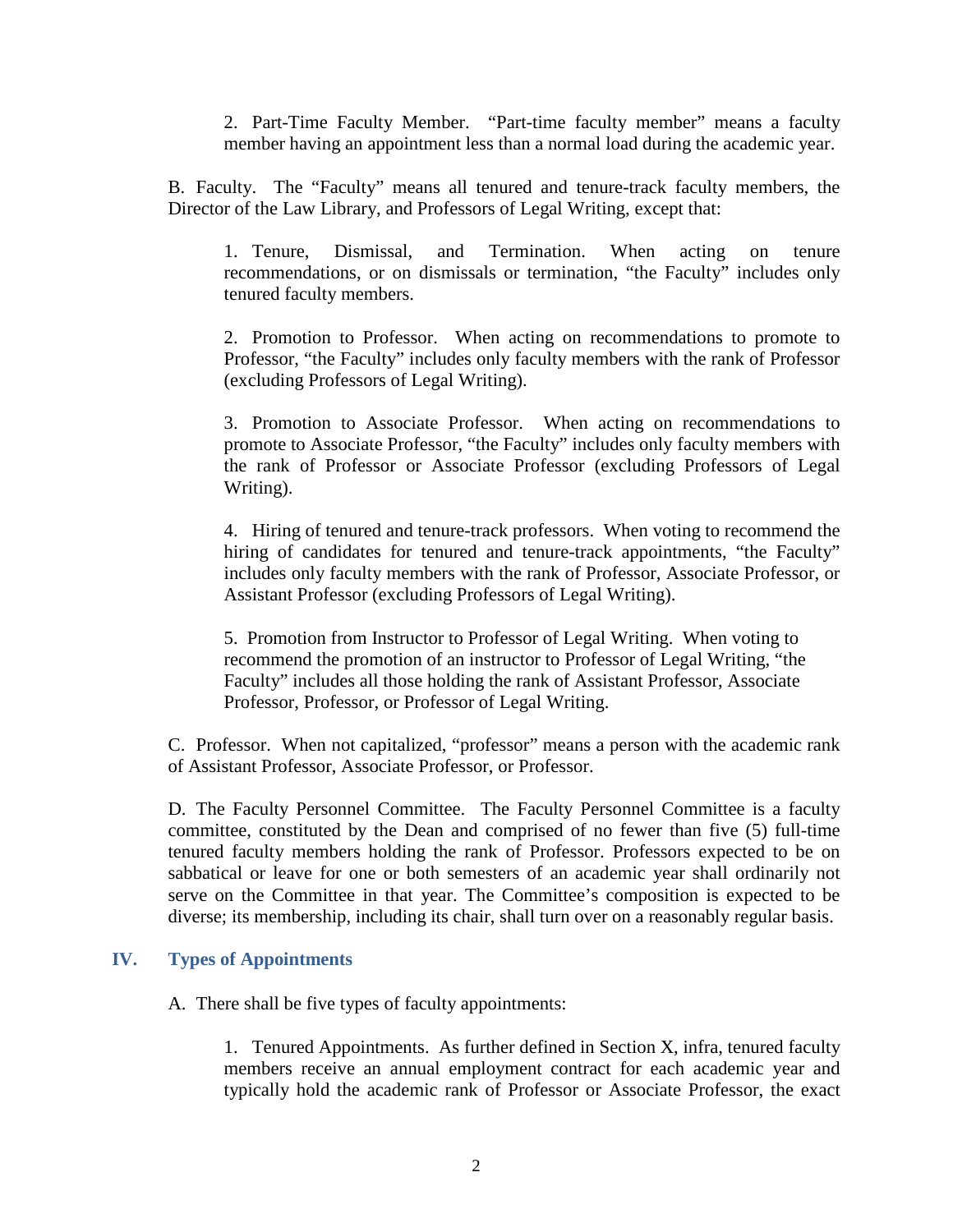2. Part-Time Faculty Member. "Part-time faculty member" means a faculty member having an appointment less than a normal load during the academic year.

B. Faculty. The "Faculty" means all tenured and tenure-track faculty members, the Director of the Law Library, and Professors of Legal Writing, except that:

1. Tenure, Dismissal, and Termination. When acting on tenure recommendations, or on dismissals or termination, "the Faculty" includes only tenured faculty members.

2. Promotion to Professor. When acting on recommendations to promote to Professor, "the Faculty" includes only faculty members with the rank of Professor (excluding Professors of Legal Writing).

3. Promotion to Associate Professor. When acting on recommendations to promote to Associate Professor, "the Faculty" includes only faculty members with the rank of Professor or Associate Professor (excluding Professors of Legal Writing).

4. Hiring of tenured and tenure-track professors. When voting to recommend the hiring of candidates for tenured and tenure-track appointments, "the Faculty" includes only faculty members with the rank of Professor, Associate Professor, or Assistant Professor (excluding Professors of Legal Writing).

5. Promotion from Instructor to Professor of Legal Writing. When voting to recommend the promotion of an instructor to Professor of Legal Writing, "the Faculty" includes all those holding the rank of Assistant Professor, Associate Professor, Professor, or Professor of Legal Writing.

C. Professor. When not capitalized, "professor" means a person with the academic rank of Assistant Professor, Associate Professor, or Professor.

D. The Faculty Personnel Committee. The Faculty Personnel Committee is a faculty committee, constituted by the Dean and comprised of no fewer than five (5) full-time tenured faculty members holding the rank of Professor. Professors expected to be on sabbatical or leave for one or both semesters of an academic year shall ordinarily not serve on the Committee in that year. The Committee's composition is expected to be diverse; its membership, including its chair, shall turn over on a reasonably regular basis.

## IV. Types of Appointments

A. There shall be five types of faculty appointments:

1. Tenured Appointments. As further defined in Section X, infra, tenured faculty members receive an annual employment contract for each academic year and typically hold the academic rank of Professor or Associate Professor, the exact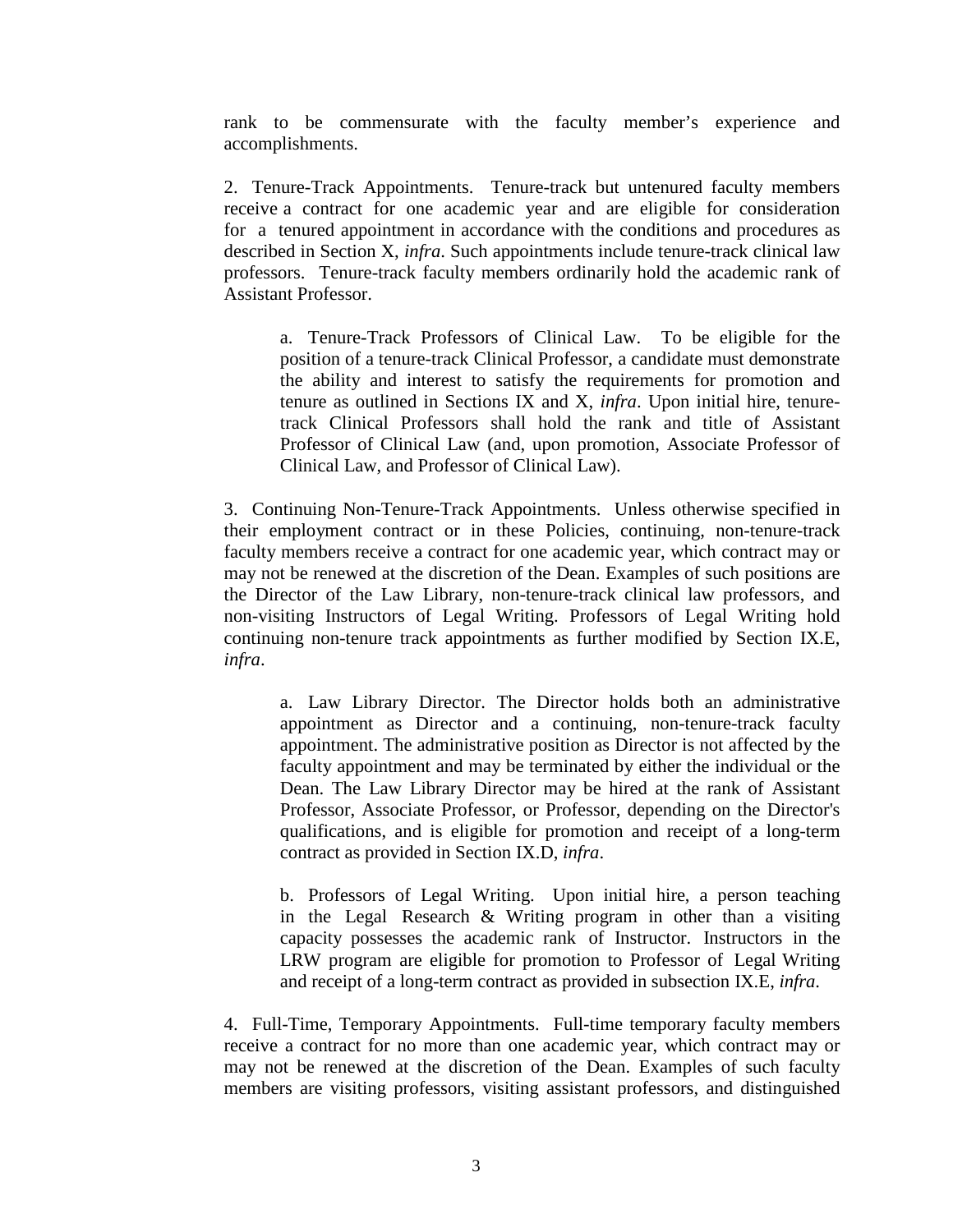rank to be commensurate with the faculty member's experience and accomplishments.

2. Tenure-Track Appointments. Tenure-track but untenured faculty members receive a contract for one academic year and are eligible for consideration for a tenured appointment in accordance with the conditions and procedures as described in Section X, *infra*. Such appointments include tenure-track clinical law professors. Tenure-track faculty members ordinarily hold the academic rank of Assistant Professor.

> a. Tenure-Track Professors of Clinical Law. To be eligible for the position of a tenure-track Clinical Professor, a candidate must demonstrate the ability and interest to satisfy the requirements for promotion and tenure as outlined in Sections IX and X, *infra*. Upon initial hire, tenure-track Clinical Professors shall hold the rank and title of Assistant Professor of Clinical Law (and, upon promotion, Associate Professor of Clinical Law, and Professor of Clinical Law).

3. Continuing Non-Tenure-Track Appointments. Unless otherwise specified in their employment contract or in these Policies, continuing, non-tenure-track faculty members receive a contract for one academic year, which contract may or may not be renewed at the discretion of the Dean. Examples of such positions are the Director of the Law Library, non-tenure-track clinical law professors, and non-visiting Instructors of Legal Writing. Professors of Legal Writing hold continuing non-tenure track appointments as further modified by Section IX.E, *infra*.

> a. Law Library Director. The Director holds both an administrative appointment as Director and a continuing, non-tenure-track faculty appointment. The administrative position as Director is not affected by the faculty appointment and may be terminated by either the individual or the Dean. The Law Library Director may be hired at the rank of Assistant Professor, Associate Professor, or Professor, depending on the Director's qualifications, and is eligible for promotion and receipt of a long-term contract as provided in Section IX.D, *infra*.
>
> b. Professors of Legal Writing. Upon initial hire, a person teaching in the Legal Research & Writing program in other than a visiting capacity possesses the academic rank of Instructor. Instructors in the LRW program are eligible for promotion to Professor of Legal Writing and receipt of a long-term contract as provided in subsection IX.E, *infra*.

4. Full-Time, Temporary Appointments. Full-time temporary faculty members receive a contract for no more than one academic year, which contract may or may not be renewed at the discretion of the Dean. Examples of such faculty members are visiting professors, visiting assistant professors, and distinguished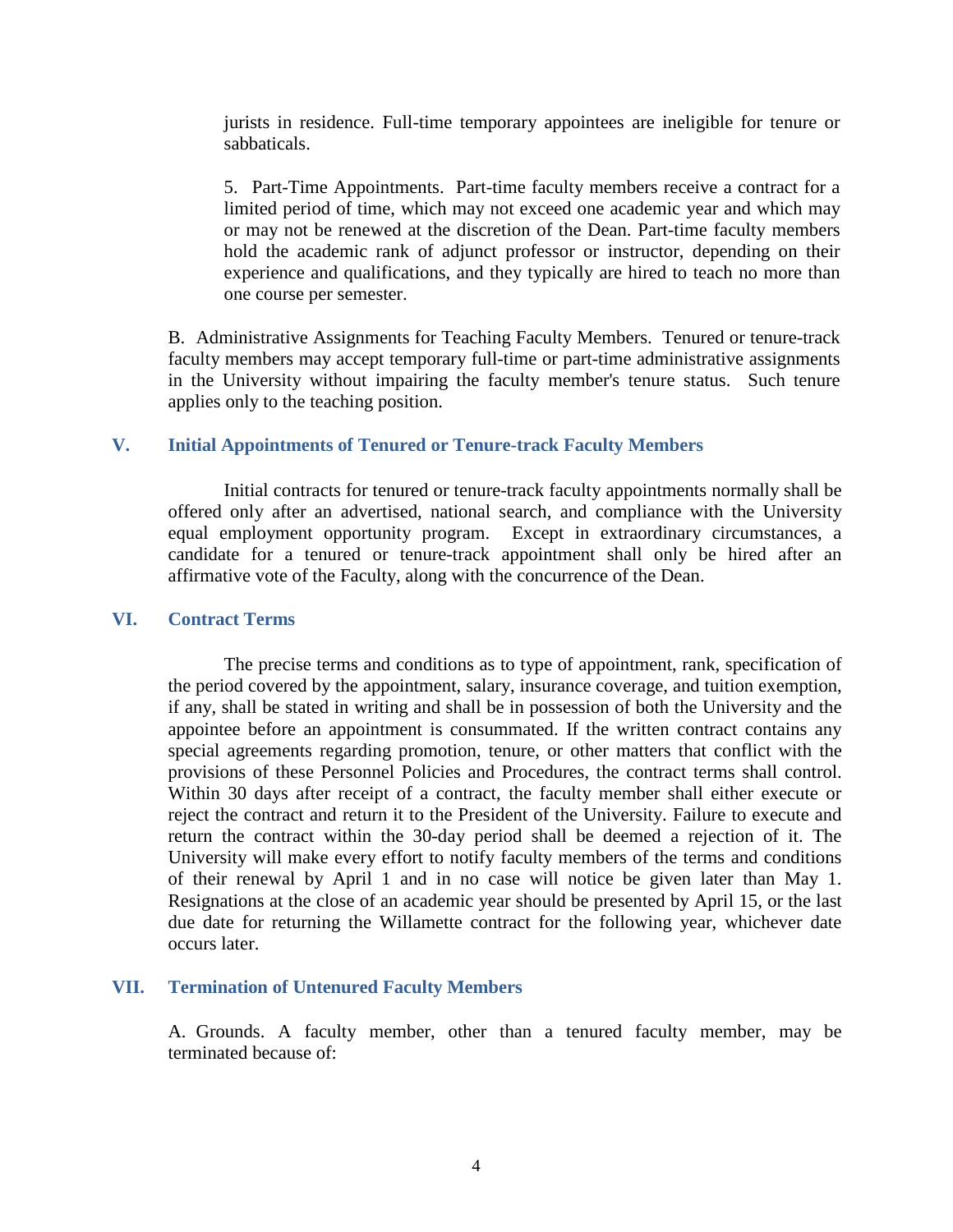jurists in residence. Full-time temporary appointees are ineligible for tenure or sabbaticals.

5. Part-Time Appointments. Part-time faculty members receive a contract for a limited period of time, which may not exceed one academic year and which may or may not be renewed at the discretion of the Dean. Part-time faculty members hold the academic rank of adjunct professor or instructor, depending on their experience and qualifications, and they typically are hired to teach no more than one course per semester.

B. Administrative Assignments for Teaching Faculty Members. Tenured or tenure-track faculty members may accept temporary full-time or part-time administrative assignments in the University without impairing the faculty member's tenure status. Such tenure applies only to the teaching position.

## V. Initial Appointments of Tenured or Tenure-track Faculty Members

Initial contracts for tenured or tenure-track faculty appointments normally shall be offered only after an advertised, national search, and compliance with the University equal employment opportunity program. Except in extraordinary circumstances, a candidate for a tenured or tenure-track appointment shall only be hired after an affirmative vote of the Faculty, along with the concurrence of the Dean.

## VI. Contract Terms

The precise terms and conditions as to type of appointment, rank, specification of the period covered by the appointment, salary, insurance coverage, and tuition exemption, if any, shall be stated in writing and shall be in possession of both the University and the appointee before an appointment is consummated. If the written contract contains any special agreements regarding promotion, tenure, or other matters that conflict with the provisions of these Personnel Policies and Procedures, the contract terms shall control. Within 30 days after receipt of a contract, the faculty member shall either execute or reject the contract and return it to the President of the University. Failure to execute and return the contract within the 30-day period shall be deemed a rejection of it. The University will make every effort to notify faculty members of the terms and conditions of their renewal by April 1 and in no case will notice be given later than May 1. Resignations at the close of an academic year should be presented by April 15, or the last due date for returning the Willamette contract for the following year, whichever date occurs later.

## VII. Termination of Untenured Faculty Members

A. Grounds. A faculty member, other than a tenured faculty member, may be terminated because of: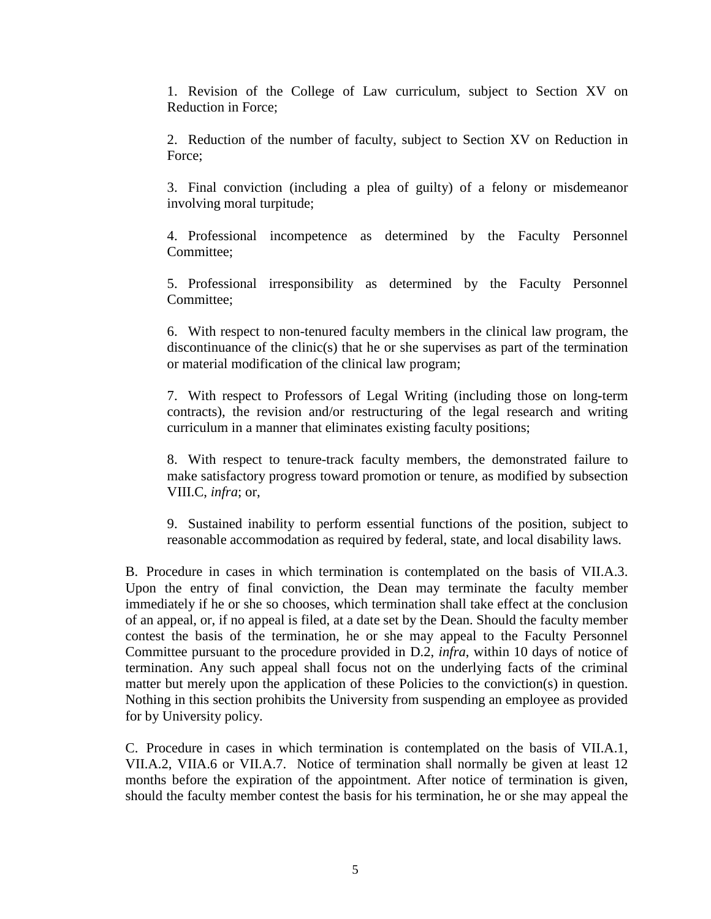1. Revision of the College of Law curriculum, subject to Section XV on Reduction in Force;

2. Reduction of the number of faculty, subject to Section XV on Reduction in Force;

3. Final conviction (including a plea of guilty) of a felony or misdemeanor involving moral turpitude;

4. Professional incompetence as determined by the Faculty Personnel Committee;

5. Professional irresponsibility as determined by the Faculty Personnel Committee;

6. With respect to non-tenured faculty members in the clinical law program, the discontinuance of the clinic(s) that he or she supervises as part of the termination or material modification of the clinical law program;

7. With respect to Professors of Legal Writing (including those on long-term contracts), the revision and/or restructuring of the legal research and writing curriculum in a manner that eliminates existing faculty positions;

8. With respect to tenure-track faculty members, the demonstrated failure to make satisfactory progress toward promotion or tenure, as modified by subsection VIII.C, *infra*; or,

9. Sustained inability to perform essential functions of the position, subject to reasonable accommodation as required by federal, state, and local disability laws.

B. Procedure in cases in which termination is contemplated on the basis of VII.A.3. Upon the entry of final conviction, the Dean may terminate the faculty member immediately if he or she so chooses, which termination shall take effect at the conclusion of an appeal, or, if no appeal is filed, at a date set by the Dean. Should the faculty member contest the basis of the termination, he or she may appeal to the Faculty Personnel Committee pursuant to the procedure provided in D.2, *infra*, within 10 days of notice of termination. Any such appeal shall focus not on the underlying facts of the criminal matter but merely upon the application of these Policies to the conviction(s) in question. Nothing in this section prohibits the University from suspending an employee as provided for by University policy.

C. Procedure in cases in which termination is contemplated on the basis of VII.A.1, VII.A.2, VIIA.6 or VII.A.7. Notice of termination shall normally be given at least 12 months before the expiration of the appointment. After notice of termination is given, should the faculty member contest the basis for his termination, he or she may appeal the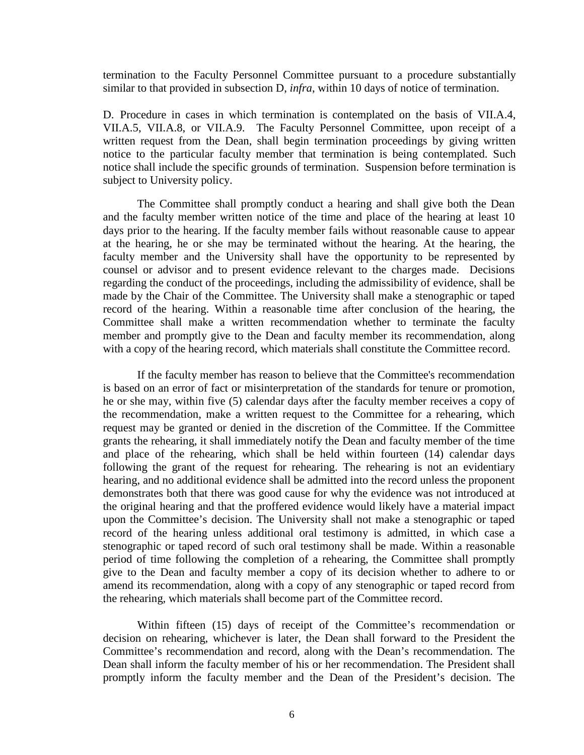termination to the Faculty Personnel Committee pursuant to a procedure substantially similar to that provided in subsection D, *infra*, within 10 days of notice of termination.

D. Procedure in cases in which termination is contemplated on the basis of VII.A.4, VII.A.5, VII.A.8, or VII.A.9. The Faculty Personnel Committee, upon receipt of a written request from the Dean, shall begin termination proceedings by giving written notice to the particular faculty member that termination is being contemplated. Such notice shall include the specific grounds of termination. Suspension before termination is subject to University policy.

The Committee shall promptly conduct a hearing and shall give both the Dean and the faculty member written notice of the time and place of the hearing at least 10 days prior to the hearing. If the faculty member fails without reasonable cause to appear at the hearing, he or she may be terminated without the hearing. At the hearing, the faculty member and the University shall have the opportunity to be represented by counsel or advisor and to present evidence relevant to the charges made. Decisions regarding the conduct of the proceedings, including the admissibility of evidence, shall be made by the Chair of the Committee. The University shall make a stenographic or taped record of the hearing. Within a reasonable time after conclusion of the hearing, the Committee shall make a written recommendation whether to terminate the faculty member and promptly give to the Dean and faculty member its recommendation, along with a copy of the hearing record, which materials shall constitute the Committee record.

If the faculty member has reason to believe that the Committee's recommendation is based on an error of fact or misinterpretation of the standards for tenure or promotion, he or she may, within five (5) calendar days after the faculty member receives a copy of the recommendation, make a written request to the Committee for a rehearing, which request may be granted or denied in the discretion of the Committee. If the Committee grants the rehearing, it shall immediately notify the Dean and faculty member of the time and place of the rehearing, which shall be held within fourteen (14) calendar days following the grant of the request for rehearing. The rehearing is not an evidentiary hearing, and no additional evidence shall be admitted into the record unless the proponent demonstrates both that there was good cause for why the evidence was not introduced at the original hearing and that the proffered evidence would likely have a material impact upon the Committee's decision. The University shall not make a stenographic or taped record of the hearing unless additional oral testimony is admitted, in which case a stenographic or taped record of such oral testimony shall be made. Within a reasonable period of time following the completion of a rehearing, the Committee shall promptly give to the Dean and faculty member a copy of its decision whether to adhere to or amend its recommendation, along with a copy of any stenographic or taped record from the rehearing, which materials shall become part of the Committee record.

Within fifteen (15) days of receipt of the Committee's recommendation or decision on rehearing, whichever is later, the Dean shall forward to the President the Committee's recommendation and record, along with the Dean's recommendation. The Dean shall inform the faculty member of his or her recommendation. The President shall promptly inform the faculty member and the Dean of the President's decision. The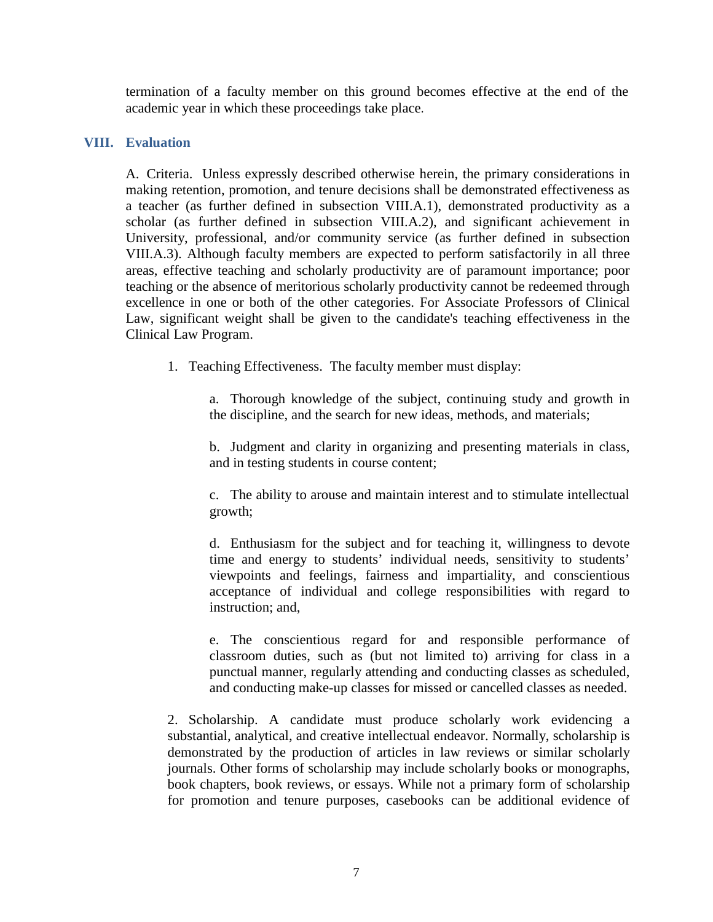termination of a faculty member on this ground becomes effective at the end of the academic year in which these proceedings take place.

## VIII. Evaluation

A. Criteria. Unless expressly described otherwise herein, the primary considerations in making retention, promotion, and tenure decisions shall be demonstrated effectiveness as a teacher (as further defined in subsection VIII.A.1), demonstrated productivity as a scholar (as further defined in subsection VIII.A.2), and significant achievement in University, professional, and/or community service (as further defined in subsection VIII.A.3). Although faculty members are expected to perform satisfactorily in all three areas, effective teaching and scholarly productivity are of paramount importance; poor teaching or the absence of meritorious scholarly productivity cannot be redeemed through excellence in one or both of the other categories. For Associate Professors of Clinical Law, significant weight shall be given to the candidate's teaching effectiveness in the Clinical Law Program.

1. Teaching Effectiveness. The faculty member must display:

    a. Thorough knowledge of the subject, continuing study and growth in the discipline, and the search for new ideas, methods, and materials;

    b. Judgment and clarity in organizing and presenting materials in class, and in testing students in course content;

    c. The ability to arouse and maintain interest and to stimulate intellectual growth;

    d. Enthusiasm for the subject and for teaching it, willingness to devote time and energy to students' individual needs, sensitivity to students' viewpoints and feelings, fairness and impartiality, and conscientious acceptance of individual and college responsibilities with regard to instruction; and,

    e. The conscientious regard for and responsible performance of classroom duties, such as (but not limited to) arriving for class in a punctual manner, regularly attending and conducting classes as scheduled, and conducting make-up classes for missed or cancelled classes as needed.

2. Scholarship. A candidate must produce scholarly work evidencing a substantial, analytical, and creative intellectual endeavor. Normally, scholarship is demonstrated by the production of articles in law reviews or similar scholarly journals. Other forms of scholarship may include scholarly books or monographs, book chapters, book reviews, or essays. While not a primary form of scholarship for promotion and tenure purposes, casebooks can be additional evidence of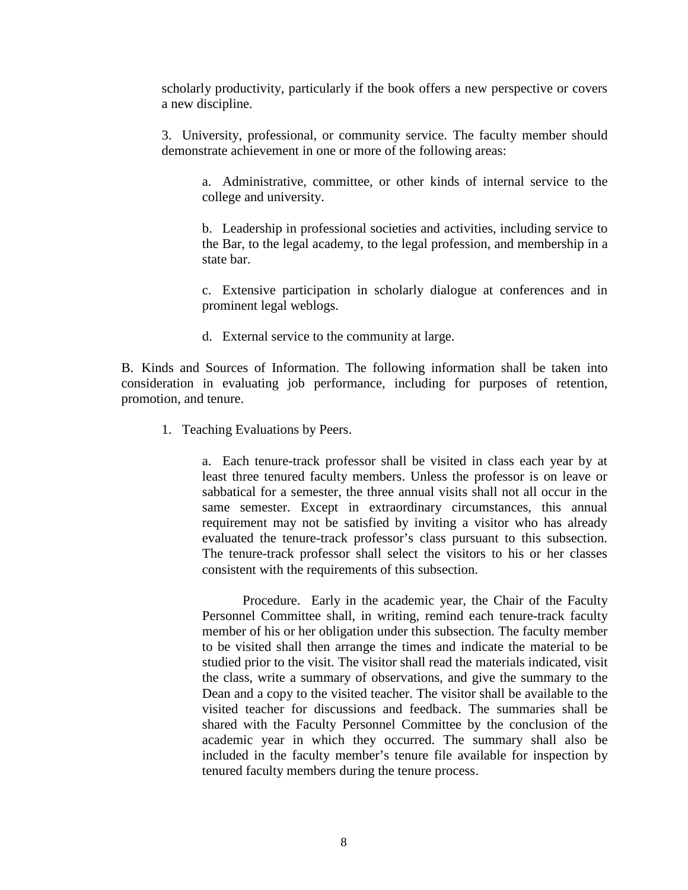scholarly productivity, particularly if the book offers a new perspective or covers a new discipline.

3. University, professional, or community service. The faculty member should demonstrate achievement in one or more of the following areas:

a. Administrative, committee, or other kinds of internal service to the college and university.

b. Leadership in professional societies and activities, including service to the Bar, to the legal academy, to the legal profession, and membership in a state bar.

c. Extensive participation in scholarly dialogue at conferences and in prominent legal weblogs.

d. External service to the community at large.

B. Kinds and Sources of Information. The following information shall be taken into consideration in evaluating job performance, including for purposes of retention, promotion, and tenure.

1. Teaching Evaluations by Peers.

a. Each tenure-track professor shall be visited in class each year by at least three tenured faculty members. Unless the professor is on leave or sabbatical for a semester, the three annual visits shall not all occur in the same semester. Except in extraordinary circumstances, this annual requirement may not be satisfied by inviting a visitor who has already evaluated the tenure-track professor's class pursuant to this subsection. The tenure-track professor shall select the visitors to his or her classes consistent with the requirements of this subsection.

Procedure. Early in the academic year, the Chair of the Faculty Personnel Committee shall, in writing, remind each tenure-track faculty member of his or her obligation under this subsection. The faculty member to be visited shall then arrange the times and indicate the material to be studied prior to the visit. The visitor shall read the materials indicated, visit the class, write a summary of observations, and give the summary to the Dean and a copy to the visited teacher. The visitor shall be available to the visited teacher for discussions and feedback. The summaries shall be shared with the Faculty Personnel Committee by the conclusion of the academic year in which they occurred. The summary shall also be included in the faculty member's tenure file available for inspection by tenured faculty members during the tenure process.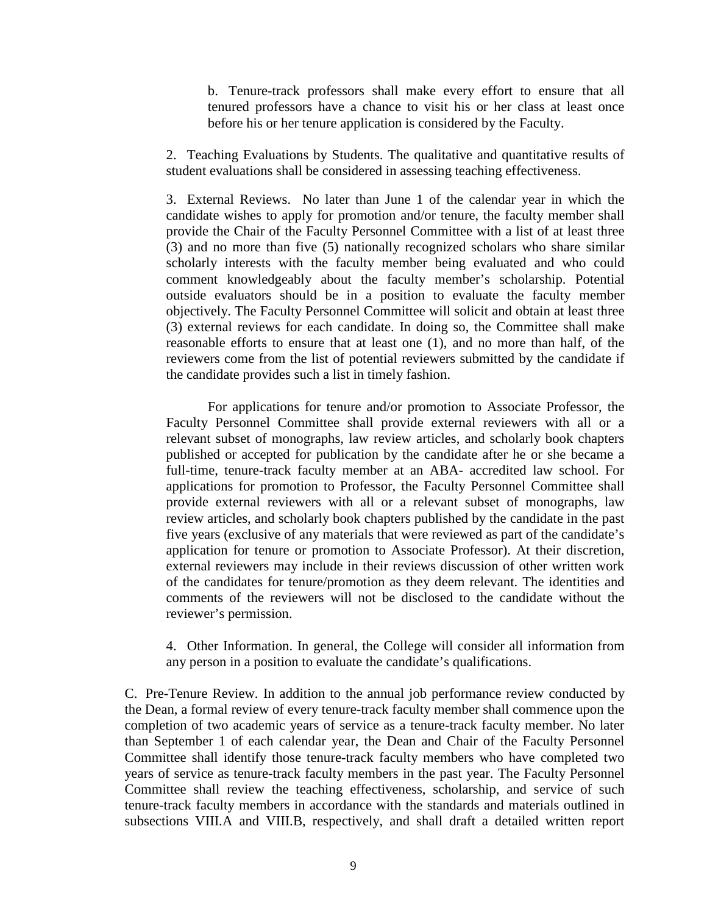b. Tenure-track professors shall make every effort to ensure that all tenured professors have a chance to visit his or her class at least once before his or her tenure application is considered by the Faculty.

2. Teaching Evaluations by Students. The qualitative and quantitative results of student evaluations shall be considered in assessing teaching effectiveness.

3. External Reviews. No later than June 1 of the calendar year in which the candidate wishes to apply for promotion and/or tenure, the faculty member shall provide the Chair of the Faculty Personnel Committee with a list of at least three (3) and no more than five (5) nationally recognized scholars who share similar scholarly interests with the faculty member being evaluated and who could comment knowledgeably about the faculty member's scholarship. Potential outside evaluators should be in a position to evaluate the faculty member objectively. The Faculty Personnel Committee will solicit and obtain at least three (3) external reviews for each candidate. In doing so, the Committee shall make reasonable efforts to ensure that at least one (1), and no more than half, of the reviewers come from the list of potential reviewers submitted by the candidate if the candidate provides such a list in timely fashion.

For applications for tenure and/or promotion to Associate Professor, the Faculty Personnel Committee shall provide external reviewers with all or a relevant subset of monographs, law review articles, and scholarly book chapters published or accepted for publication by the candidate after he or she became a full-time, tenure-track faculty member at an ABA- accredited law school. For applications for promotion to Professor, the Faculty Personnel Committee shall provide external reviewers with all or a relevant subset of monographs, law review articles, and scholarly book chapters published by the candidate in the past five years (exclusive of any materials that were reviewed as part of the candidate's application for tenure or promotion to Associate Professor). At their discretion, external reviewers may include in their reviews discussion of other written work of the candidates for tenure/promotion as they deem relevant. The identities and comments of the reviewers will not be disclosed to the candidate without the reviewer's permission.

4. Other Information. In general, the College will consider all information from any person in a position to evaluate the candidate's qualifications.

C. Pre-Tenure Review. In addition to the annual job performance review conducted by the Dean, a formal review of every tenure-track faculty member shall commence upon the completion of two academic years of service as a tenure-track faculty member. No later than September 1 of each calendar year, the Dean and Chair of the Faculty Personnel Committee shall identify those tenure-track faculty members who have completed two years of service as tenure-track faculty members in the past year. The Faculty Personnel Committee shall review the teaching effectiveness, scholarship, and service of such tenure-track faculty members in accordance with the standards and materials outlined in subsections VIII.A and VIII.B, respectively, and shall draft a detailed written report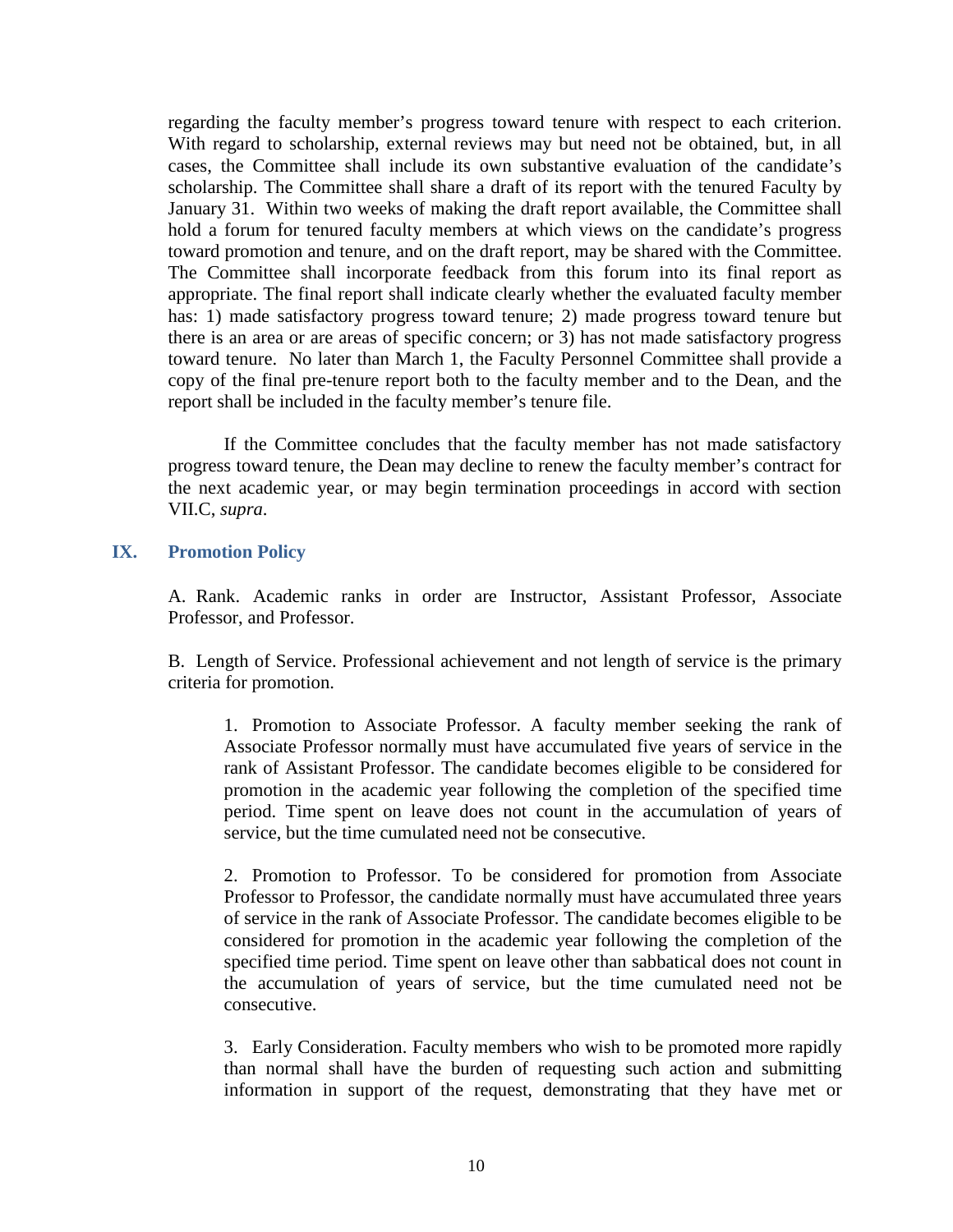regarding the faculty member's progress toward tenure with respect to each criterion. With regard to scholarship, external reviews may but need not be obtained, but, in all cases, the Committee shall include its own substantive evaluation of the candidate's scholarship. The Committee shall share a draft of its report with the tenured Faculty by January 31. Within two weeks of making the draft report available, the Committee shall hold a forum for tenured faculty members at which views on the candidate's progress toward promotion and tenure, and on the draft report, may be shared with the Committee. The Committee shall incorporate feedback from this forum into its final report as appropriate. The final report shall indicate clearly whether the evaluated faculty member has: 1) made satisfactory progress toward tenure; 2) made progress toward tenure but there is an area or are areas of specific concern; or 3) has not made satisfactory progress toward tenure. No later than March 1, the Faculty Personnel Committee shall provide a copy of the final pre-tenure report both to the faculty member and to the Dean, and the report shall be included in the faculty member's tenure file.

If the Committee concludes that the faculty member has not made satisfactory progress toward tenure, the Dean may decline to renew the faculty member's contract for the next academic year, or may begin termination proceedings in accord with section VII.C, *supra*.

## IX. Promotion Policy

A. Rank. Academic ranks in order are Instructor, Assistant Professor, Associate Professor, and Professor.

B. Length of Service. Professional achievement and not length of service is the primary criteria for promotion.

1. Promotion to Associate Professor. A faculty member seeking the rank of Associate Professor normally must have accumulated five years of service in the rank of Assistant Professor. The candidate becomes eligible to be considered for promotion in the academic year following the completion of the specified time period. Time spent on leave does not count in the accumulation of years of service, but the time cumulated need not be consecutive.

2. Promotion to Professor. To be considered for promotion from Associate Professor to Professor, the candidate normally must have accumulated three years of service in the rank of Associate Professor. The candidate becomes eligible to be considered for promotion in the academic year following the completion of the specified time period. Time spent on leave other than sabbatical does not count in the accumulation of years of service, but the time cumulated need not be consecutive.

3. Early Consideration. Faculty members who wish to be promoted more rapidly than normal shall have the burden of requesting such action and submitting information in support of the request, demonstrating that they have met or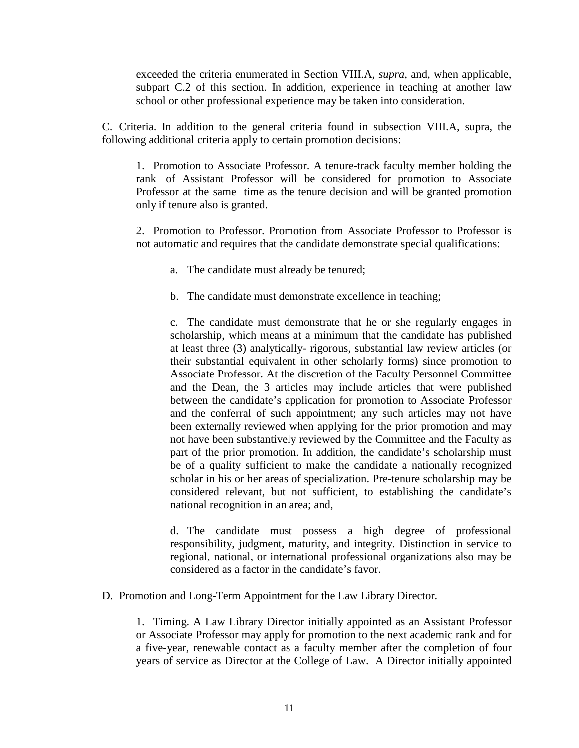exceeded the criteria enumerated in Section VIII.A, *supra*, and, when applicable, subpart C.2 of this section. In addition, experience in teaching at another law school or other professional experience may be taken into consideration.

C. Criteria. In addition to the general criteria found in subsection VIII.A, supra, the following additional criteria apply to certain promotion decisions:

1. Promotion to Associate Professor. A tenure-track faculty member holding the rank of Assistant Professor will be considered for promotion to Associate Professor at the same time as the tenure decision and will be granted promotion only if tenure also is granted.

2. Promotion to Professor. Promotion from Associate Professor to Professor is not automatic and requires that the candidate demonstrate special qualifications:

a. The candidate must already be tenured;

b. The candidate must demonstrate excellence in teaching;

c. The candidate must demonstrate that he or she regularly engages in scholarship, which means at a minimum that the candidate has published at least three (3) analytically- rigorous, substantial law review articles (or their substantial equivalent in other scholarly forms) since promotion to Associate Professor. At the discretion of the Faculty Personnel Committee and the Dean, the 3 articles may include articles that were published between the candidate's application for promotion to Associate Professor and the conferral of such appointment; any such articles may not have been externally reviewed when applying for the prior promotion and may not have been substantively reviewed by the Committee and the Faculty as part of the prior promotion. In addition, the candidate's scholarship must be of a quality sufficient to make the candidate a nationally recognized scholar in his or her areas of specialization. Pre-tenure scholarship may be considered relevant, but not sufficient, to establishing the candidate's national recognition in an area; and,

d. The candidate must possess a high degree of professional responsibility, judgment, maturity, and integrity. Distinction in service to regional, national, or international professional organizations also may be considered as a factor in the candidate's favor.

D. Promotion and Long-Term Appointment for the Law Library Director.

1. Timing. A Law Library Director initially appointed as an Assistant Professor or Associate Professor may apply for promotion to the next academic rank and for a five-year, renewable contact as a faculty member after the completion of four years of service as Director at the College of Law. A Director initially appointed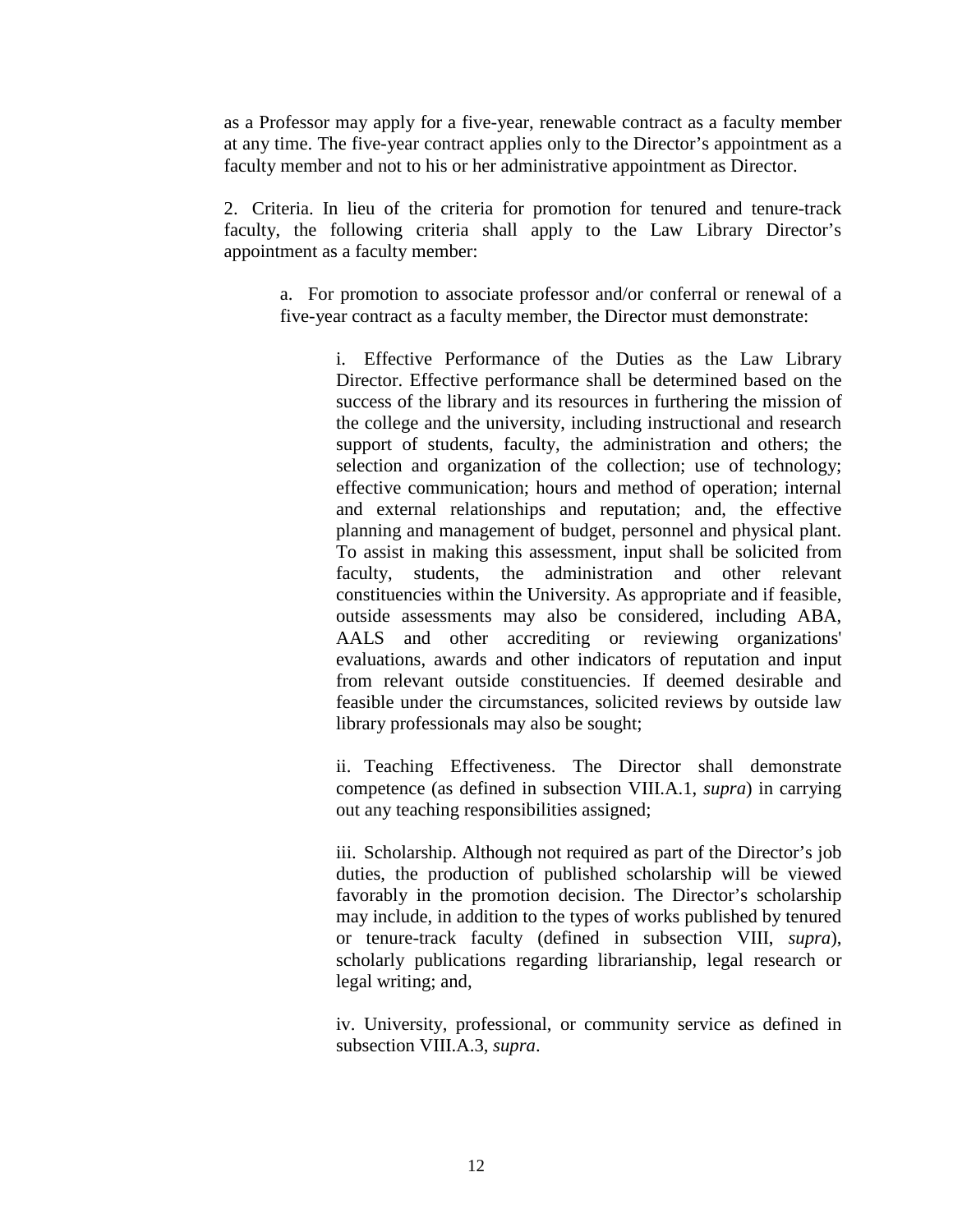as a Professor may apply for a five-year, renewable contract as a faculty member at any time. The five-year contract applies only to the Director's appointment as a faculty member and not to his or her administrative appointment as Director.

2. Criteria. In lieu of the criteria for promotion for tenured and tenure-track faculty, the following criteria shall apply to the Law Library Director's appointment as a faculty member:

a. For promotion to associate professor and/or conferral or renewal of a five-year contract as a faculty member, the Director must demonstrate:

i. Effective Performance of the Duties as the Law Library Director. Effective performance shall be determined based on the success of the library and its resources in furthering the mission of the college and the university, including instructional and research support of students, faculty, the administration and others; the selection and organization of the collection; use of technology; effective communication; hours and method of operation; internal and external relationships and reputation; and, the effective planning and management of budget, personnel and physical plant. To assist in making this assessment, input shall be solicited from faculty, students, the administration and other relevant constituencies within the University. As appropriate and if feasible, outside assessments may also be considered, including ABA, AALS and other accrediting or reviewing organizations' evaluations, awards and other indicators of reputation and input from relevant outside constituencies. If deemed desirable and feasible under the circumstances, solicited reviews by outside law library professionals may also be sought;

ii. Teaching Effectiveness. The Director shall demonstrate competence (as defined in subsection VIII.A.1, *supra*) in carrying out any teaching responsibilities assigned;

iii. Scholarship. Although not required as part of the Director's job duties, the production of published scholarship will be viewed favorably in the promotion decision. The Director's scholarship may include, in addition to the types of works published by tenured or tenure-track faculty (defined in subsection VIII, *supra*), scholarly publications regarding librarianship, legal research or legal writing; and,

iv. University, professional, or community service as defined in subsection VIII.A.3, *supra*.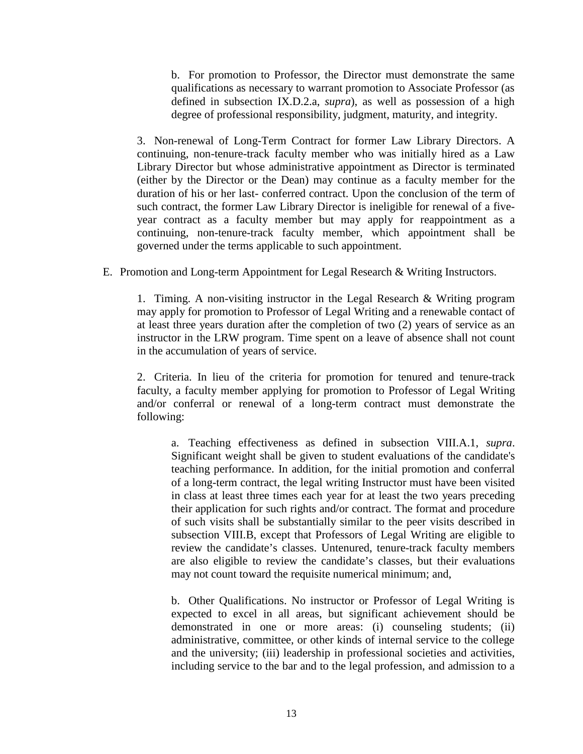b. For promotion to Professor, the Director must demonstrate the same qualifications as necessary to warrant promotion to Associate Professor (as defined in subsection IX.D.2.a, *supra*), as well as possession of a high degree of professional responsibility, judgment, maturity, and integrity.

3. Non-renewal of Long-Term Contract for former Law Library Directors. A continuing, non-tenure-track faculty member who was initially hired as a Law Library Director but whose administrative appointment as Director is terminated (either by the Director or the Dean) may continue as a faculty member for the duration of his or her last- conferred contract. Upon the conclusion of the term of such contract, the former Law Library Director is ineligible for renewal of a five-year contract as a faculty member but may apply for reappointment as a continuing, non-tenure-track faculty member, which appointment shall be governed under the terms applicable to such appointment.

E. Promotion and Long-term Appointment for Legal Research & Writing Instructors.

1. Timing. A non-visiting instructor in the Legal Research & Writing program may apply for promotion to Professor of Legal Writing and a renewable contact of at least three years duration after the completion of two (2) years of service as an instructor in the LRW program. Time spent on a leave of absence shall not count in the accumulation of years of service.

2. Criteria. In lieu of the criteria for promotion for tenured and tenure-track faculty, a faculty member applying for promotion to Professor of Legal Writing and/or conferral or renewal of a long-term contract must demonstrate the following:

a. Teaching effectiveness as defined in subsection VIII.A.1, *supra*. Significant weight shall be given to student evaluations of the candidate's teaching performance. In addition, for the initial promotion and conferral of a long-term contract, the legal writing Instructor must have been visited in class at least three times each year for at least the two years preceding their application for such rights and/or contract. The format and procedure of such visits shall be substantially similar to the peer visits described in subsection VIII.B, except that Professors of Legal Writing are eligible to review the candidate's classes. Untenured, tenure-track faculty members are also eligible to review the candidate's classes, but their evaluations may not count toward the requisite numerical minimum; and,

b. Other Qualifications. No instructor or Professor of Legal Writing is expected to excel in all areas, but significant achievement should be demonstrated in one or more areas: (i) counseling students; (ii) administrative, committee, or other kinds of internal service to the college and the university; (iii) leadership in professional societies and activities, including service to the bar and to the legal profession, and admission to a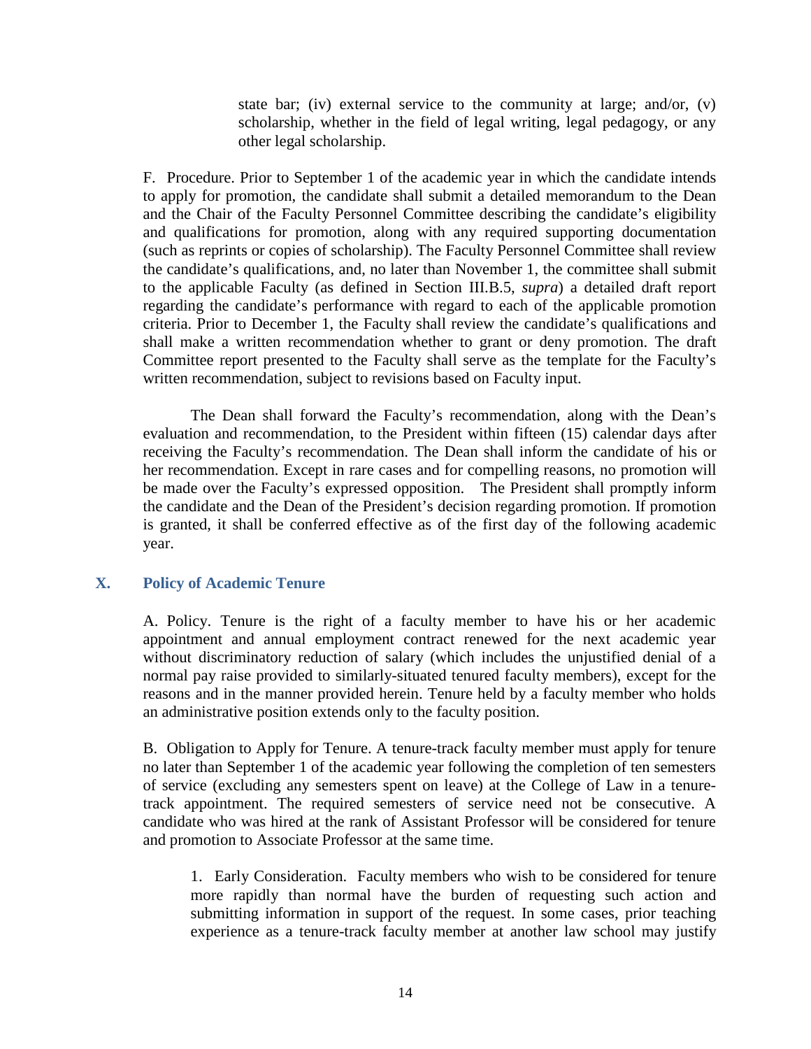state bar; (iv) external service to the community at large; and/or, (v) scholarship, whether in the field of legal writing, legal pedagogy, or any other legal scholarship.

F. Procedure. Prior to September 1 of the academic year in which the candidate intends to apply for promotion, the candidate shall submit a detailed memorandum to the Dean and the Chair of the Faculty Personnel Committee describing the candidate's eligibility and qualifications for promotion, along with any required supporting documentation (such as reprints or copies of scholarship). The Faculty Personnel Committee shall review the candidate's qualifications, and, no later than November 1, the committee shall submit to the applicable Faculty (as defined in Section III.B.5, *supra*) a detailed draft report regarding the candidate's performance with regard to each of the applicable promotion criteria. Prior to December 1, the Faculty shall review the candidate's qualifications and shall make a written recommendation whether to grant or deny promotion. The draft Committee report presented to the Faculty shall serve as the template for the Faculty's written recommendation, subject to revisions based on Faculty input.

The Dean shall forward the Faculty's recommendation, along with the Dean's evaluation and recommendation, to the President within fifteen (15) calendar days after receiving the Faculty's recommendation. The Dean shall inform the candidate of his or her recommendation. Except in rare cases and for compelling reasons, no promotion will be made over the Faculty's expressed opposition. The President shall promptly inform the candidate and the Dean of the President's decision regarding promotion. If promotion is granted, it shall be conferred effective as of the first day of the following academic year.

## X. Policy of Academic Tenure

A. Policy. Tenure is the right of a faculty member to have his or her academic appointment and annual employment contract renewed for the next academic year without discriminatory reduction of salary (which includes the unjustified denial of a normal pay raise provided to similarly-situated tenured faculty members), except for the reasons and in the manner provided herein. Tenure held by a faculty member who holds an administrative position extends only to the faculty position.

B. Obligation to Apply for Tenure. A tenure-track faculty member must apply for tenure no later than September 1 of the academic year following the completion of ten semesters of service (excluding any semesters spent on leave) at the College of Law in a tenure-track appointment. The required semesters of service need not be consecutive. A candidate who was hired at the rank of Assistant Professor will be considered for tenure and promotion to Associate Professor at the same time.

1. Early Consideration. Faculty members who wish to be considered for tenure more rapidly than normal have the burden of requesting such action and submitting information in support of the request. In some cases, prior teaching experience as a tenure-track faculty member at another law school may justify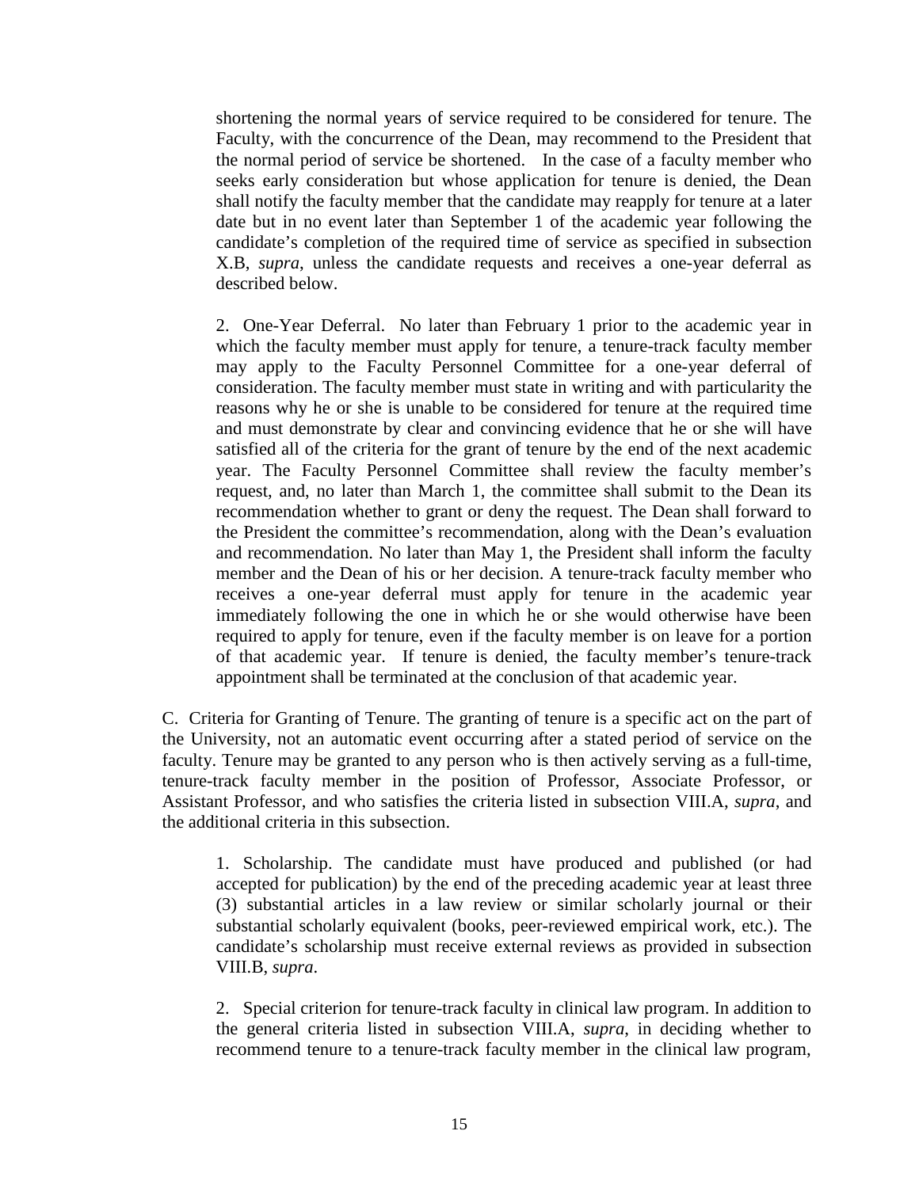shortening the normal years of service required to be considered for tenure. The Faculty, with the concurrence of the Dean, may recommend to the President that the normal period of service be shortened. In the case of a faculty member who seeks early consideration but whose application for tenure is denied, the Dean shall notify the faculty member that the candidate may reapply for tenure at a later date but in no event later than September 1 of the academic year following the candidate's completion of the required time of service as specified in subsection X.B, *supra*, unless the candidate requests and receives a one-year deferral as described below.

2. One-Year Deferral. No later than February 1 prior to the academic year in which the faculty member must apply for tenure, a tenure-track faculty member may apply to the Faculty Personnel Committee for a one-year deferral of consideration. The faculty member must state in writing and with particularity the reasons why he or she is unable to be considered for tenure at the required time and must demonstrate by clear and convincing evidence that he or she will have satisfied all of the criteria for the grant of tenure by the end of the next academic year. The Faculty Personnel Committee shall review the faculty member's request, and, no later than March 1, the committee shall submit to the Dean its recommendation whether to grant or deny the request. The Dean shall forward to the President the committee's recommendation, along with the Dean's evaluation and recommendation. No later than May 1, the President shall inform the faculty member and the Dean of his or her decision. A tenure-track faculty member who receives a one-year deferral must apply for tenure in the academic year immediately following the one in which he or she would otherwise have been required to apply for tenure, even if the faculty member is on leave for a portion of that academic year. If tenure is denied, the faculty member's tenure-track appointment shall be terminated at the conclusion of that academic year.

C. Criteria for Granting of Tenure. The granting of tenure is a specific act on the part of the University, not an automatic event occurring after a stated period of service on the faculty. Tenure may be granted to any person who is then actively serving as a full-time, tenure-track faculty member in the position of Professor, Associate Professor, or Assistant Professor, and who satisfies the criteria listed in subsection VIII.A, *supra*, and the additional criteria in this subsection.

1. Scholarship. The candidate must have produced and published (or had accepted for publication) by the end of the preceding academic year at least three (3) substantial articles in a law review or similar scholarly journal or their substantial scholarly equivalent (books, peer-reviewed empirical work, etc.). The candidate's scholarship must receive external reviews as provided in subsection VIII.B, *supra*.

2. Special criterion for tenure-track faculty in clinical law program. In addition to the general criteria listed in subsection VIII.A, *supra*, in deciding whether to recommend tenure to a tenure-track faculty member in the clinical law program,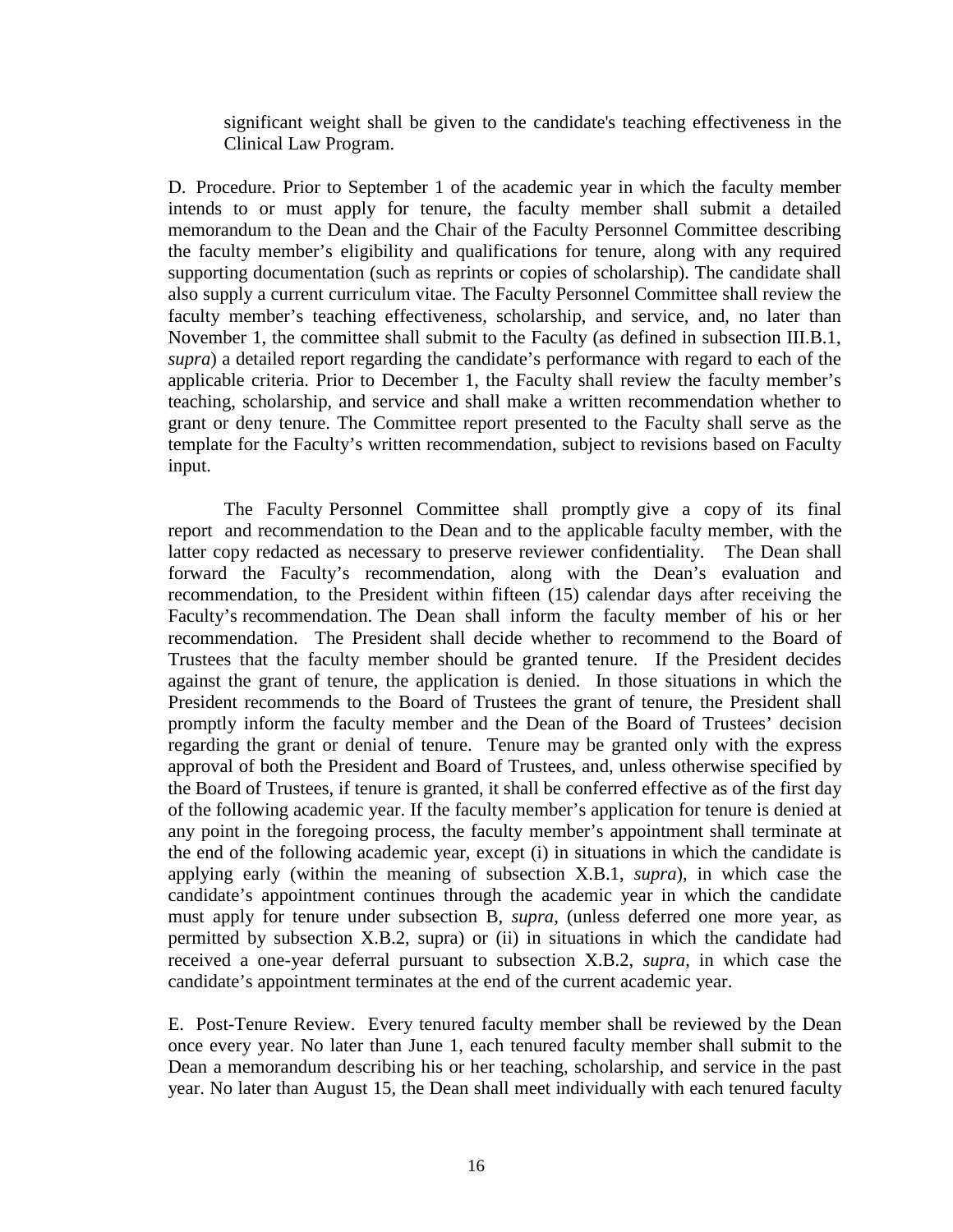significant weight shall be given to the candidate's teaching effectiveness in the Clinical Law Program.

D. Procedure. Prior to September 1 of the academic year in which the faculty member intends to or must apply for tenure, the faculty member shall submit a detailed memorandum to the Dean and the Chair of the Faculty Personnel Committee describing the faculty member's eligibility and qualifications for tenure, along with any required supporting documentation (such as reprints or copies of scholarship). The candidate shall also supply a current curriculum vitae. The Faculty Personnel Committee shall review the faculty member's teaching effectiveness, scholarship, and service, and, no later than November 1, the committee shall submit to the Faculty (as defined in subsection III.B.1, *supra*) a detailed report regarding the candidate's performance with regard to each of the applicable criteria. Prior to December 1, the Faculty shall review the faculty member's teaching, scholarship, and service and shall make a written recommendation whether to grant or deny tenure. The Committee report presented to the Faculty shall serve as the template for the Faculty's written recommendation, subject to revisions based on Faculty input.

The Faculty Personnel Committee shall promptly give a copy of its final report and recommendation to the Dean and to the applicable faculty member, with the latter copy redacted as necessary to preserve reviewer confidentiality. The Dean shall forward the Faculty's recommendation, along with the Dean's evaluation and recommendation, to the President within fifteen (15) calendar days after receiving the Faculty's recommendation. The Dean shall inform the faculty member of his or her recommendation. The President shall decide whether to recommend to the Board of Trustees that the faculty member should be granted tenure. If the President decides against the grant of tenure, the application is denied. In those situations in which the President recommends to the Board of Trustees the grant of tenure, the President shall promptly inform the faculty member and the Dean of the Board of Trustees' decision regarding the grant or denial of tenure. Tenure may be granted only with the express approval of both the President and Board of Trustees, and, unless otherwise specified by the Board of Trustees, if tenure is granted, it shall be conferred effective as of the first day of the following academic year. If the faculty member's application for tenure is denied at any point in the foregoing process, the faculty member's appointment shall terminate at the end of the following academic year, except (i) in situations in which the candidate is applying early (within the meaning of subsection X.B.1, *supra*), in which case the candidate's appointment continues through the academic year in which the candidate must apply for tenure under subsection B, *supra*, (unless deferred one more year, as permitted by subsection X.B.2, supra) or (ii) in situations in which the candidate had received a one-year deferral pursuant to subsection X.B.2, *supra*, in which case the candidate's appointment terminates at the end of the current academic year.

E. Post-Tenure Review. Every tenured faculty member shall be reviewed by the Dean once every year. No later than June 1, each tenured faculty member shall submit to the Dean a memorandum describing his or her teaching, scholarship, and service in the past year. No later than August 15, the Dean shall meet individually with each tenured faculty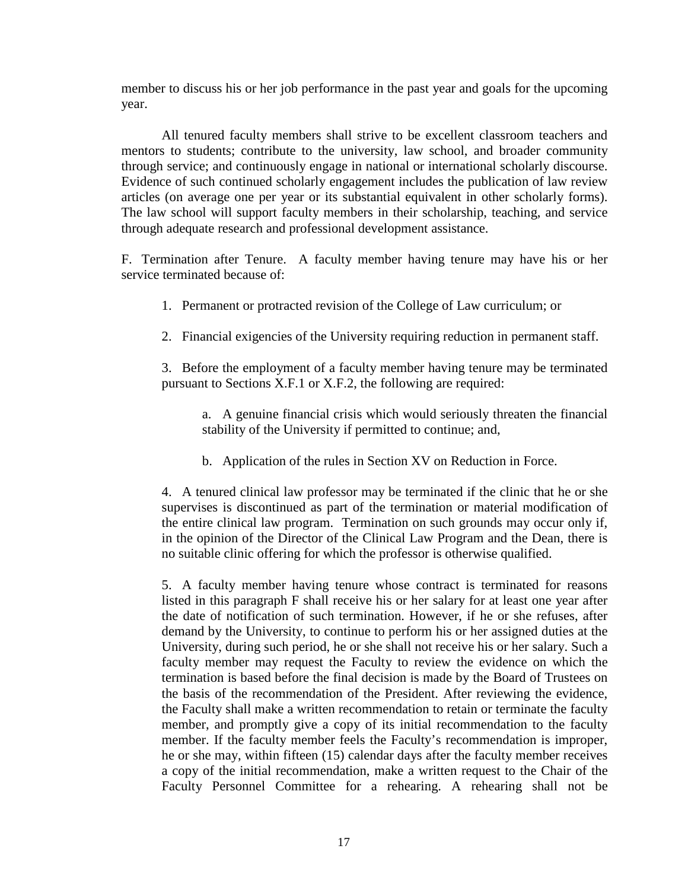member to discuss his or her job performance in the past year and goals for the upcoming year.

All tenured faculty members shall strive to be excellent classroom teachers and mentors to students; contribute to the university, law school, and broader community through service; and continuously engage in national or international scholarly discourse. Evidence of such continued scholarly engagement includes the publication of law review articles (on average one per year or its substantial equivalent in other scholarly forms). The law school will support faculty members in their scholarship, teaching, and service through adequate research and professional development assistance.

F. Termination after Tenure. A faculty member having tenure may have his or her service terminated because of:

1. Permanent or protracted revision of the College of Law curriculum; or

2. Financial exigencies of the University requiring reduction in permanent staff.

3. Before the employment of a faculty member having tenure may be terminated pursuant to Sections X.F.1 or X.F.2, the following are required:

   a. A genuine financial crisis which would seriously threaten the financial stability of the University if permitted to continue; and,

   b. Application of the rules in Section XV on Reduction in Force.

4. A tenured clinical law professor may be terminated if the clinic that he or she supervises is discontinued as part of the termination or material modification of the entire clinical law program. Termination on such grounds may occur only if, in the opinion of the Director of the Clinical Law Program and the Dean, there is no suitable clinic offering for which the professor is otherwise qualified.

5. A faculty member having tenure whose contract is terminated for reasons listed in this paragraph F shall receive his or her salary for at least one year after the date of notification of such termination. However, if he or she refuses, after demand by the University, to continue to perform his or her assigned duties at the University, during such period, he or she shall not receive his or her salary. Such a faculty member may request the Faculty to review the evidence on which the termination is based before the final decision is made by the Board of Trustees on the basis of the recommendation of the President. After reviewing the evidence, the Faculty shall make a written recommendation to retain or terminate the faculty member, and promptly give a copy of its initial recommendation to the faculty member. If the faculty member feels the Faculty's recommendation is improper, he or she may, within fifteen (15) calendar days after the faculty member receives a copy of the initial recommendation, make a written request to the Chair of the Faculty Personnel Committee for a rehearing. A rehearing shall not be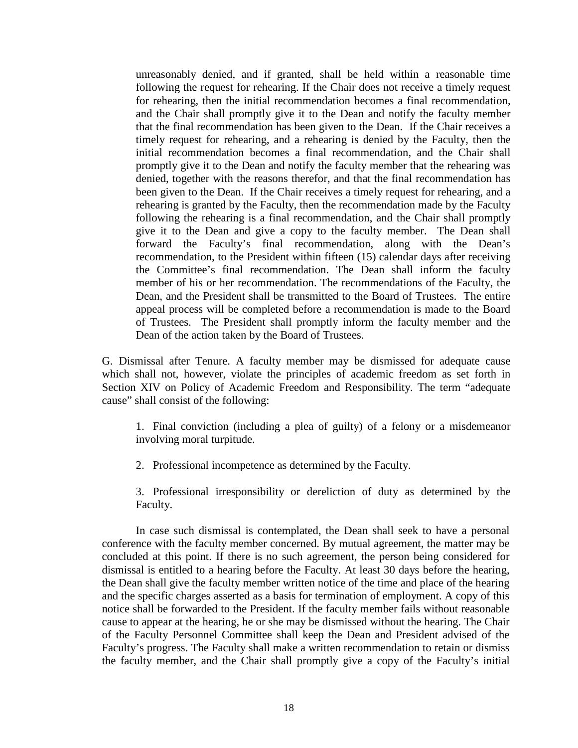unreasonably denied, and if granted, shall be held within a reasonable time following the request for rehearing. If the Chair does not receive a timely request for rehearing, then the initial recommendation becomes a final recommendation, and the Chair shall promptly give it to the Dean and notify the faculty member that the final recommendation has been given to the Dean. If the Chair receives a timely request for rehearing, and a rehearing is denied by the Faculty, then the initial recommendation becomes a final recommendation, and the Chair shall promptly give it to the Dean and notify the faculty member that the rehearing was denied, together with the reasons therefor, and that the final recommendation has been given to the Dean. If the Chair receives a timely request for rehearing, and a rehearing is granted by the Faculty, then the recommendation made by the Faculty following the rehearing is a final recommendation, and the Chair shall promptly give it to the Dean and give a copy to the faculty member. The Dean shall forward the Faculty's final recommendation, along with the Dean's recommendation, to the President within fifteen (15) calendar days after receiving the Committee's final recommendation. The Dean shall inform the faculty member of his or her recommendation. The recommendations of the Faculty, the Dean, and the President shall be transmitted to the Board of Trustees. The entire appeal process will be completed before a recommendation is made to the Board of Trustees. The President shall promptly inform the faculty member and the Dean of the action taken by the Board of Trustees.

G. Dismissal after Tenure. A faculty member may be dismissed for adequate cause which shall not, however, violate the principles of academic freedom as set forth in Section XIV on Policy of Academic Freedom and Responsibility. The term "adequate cause" shall consist of the following:

1. Final conviction (including a plea of guilty) of a felony or a misdemeanor involving moral turpitude.

2. Professional incompetence as determined by the Faculty.

3. Professional irresponsibility or dereliction of duty as determined by the Faculty.

In case such dismissal is contemplated, the Dean shall seek to have a personal conference with the faculty member concerned. By mutual agreement, the matter may be concluded at this point. If there is no such agreement, the person being considered for dismissal is entitled to a hearing before the Faculty. At least 30 days before the hearing, the Dean shall give the faculty member written notice of the time and place of the hearing and the specific charges asserted as a basis for termination of employment. A copy of this notice shall be forwarded to the President. If the faculty member fails without reasonable cause to appear at the hearing, he or she may be dismissed without the hearing. The Chair of the Faculty Personnel Committee shall keep the Dean and President advised of the Faculty's progress. The Faculty shall make a written recommendation to retain or dismiss the faculty member, and the Chair shall promptly give a copy of the Faculty's initial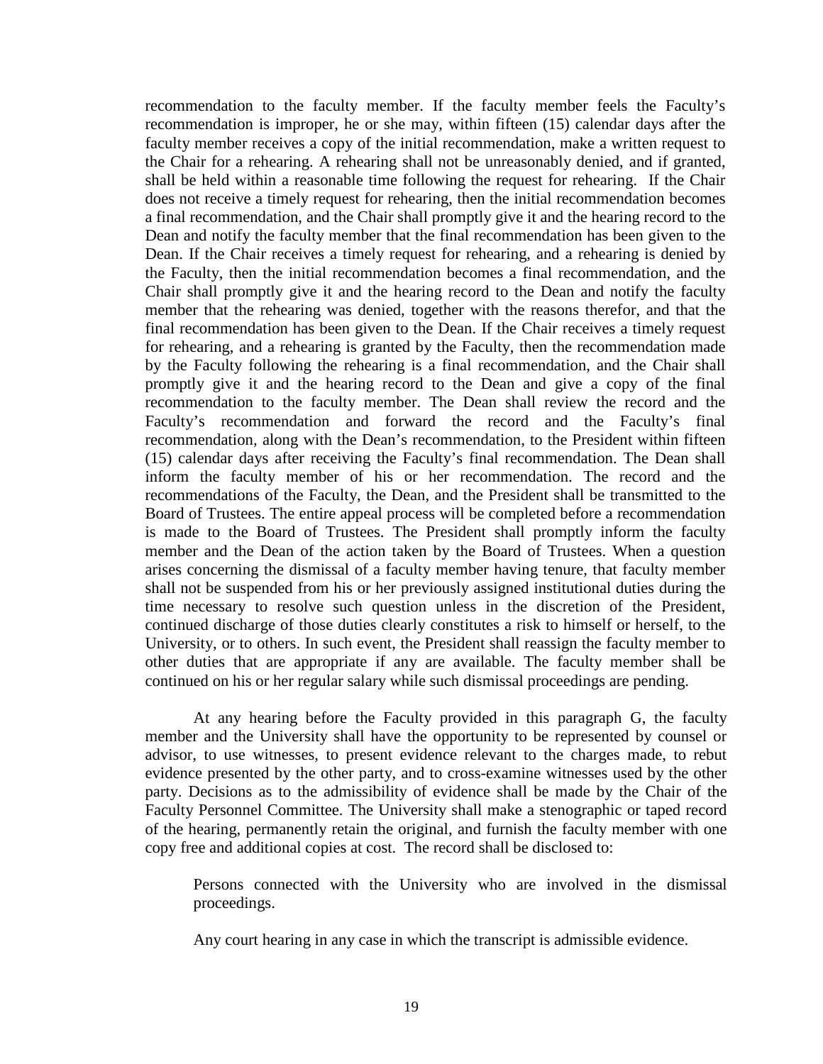recommendation to the faculty member. If the faculty member feels the Faculty's recommendation is improper, he or she may, within fifteen (15) calendar days after the faculty member receives a copy of the initial recommendation, make a written request to the Chair for a rehearing. A rehearing shall not be unreasonably denied, and if granted, shall be held within a reasonable time following the request for rehearing. If the Chair does not receive a timely request for rehearing, then the initial recommendation becomes a final recommendation, and the Chair shall promptly give it and the hearing record to the Dean and notify the faculty member that the final recommendation has been given to the Dean. If the Chair receives a timely request for rehearing, and a rehearing is denied by the Faculty, then the initial recommendation becomes a final recommendation, and the Chair shall promptly give it and the hearing record to the Dean and notify the faculty member that the rehearing was denied, together with the reasons therefor, and that the final recommendation has been given to the Dean. If the Chair receives a timely request for rehearing, and a rehearing is granted by the Faculty, then the recommendation made by the Faculty following the rehearing is a final recommendation, and the Chair shall promptly give it and the hearing record to the Dean and give a copy of the final recommendation to the faculty member. The Dean shall review the record and the Faculty's recommendation and forward the record and the Faculty's final recommendation, along with the Dean's recommendation, to the President within fifteen (15) calendar days after receiving the Faculty's final recommendation. The Dean shall inform the faculty member of his or her recommendation. The record and the recommendations of the Faculty, the Dean, and the President shall be transmitted to the Board of Trustees. The entire appeal process will be completed before a recommendation is made to the Board of Trustees. The President shall promptly inform the faculty member and the Dean of the action taken by the Board of Trustees. When a question arises concerning the dismissal of a faculty member having tenure, that faculty member shall not be suspended from his or her previously assigned institutional duties during the time necessary to resolve such question unless in the discretion of the President, continued discharge of those duties clearly constitutes a risk to himself or herself, to the University, or to others. In such event, the President shall reassign the faculty member to other duties that are appropriate if any are available. The faculty member shall be continued on his or her regular salary while such dismissal proceedings are pending.

At any hearing before the Faculty provided in this paragraph G, the faculty member and the University shall have the opportunity to be represented by counsel or advisor, to use witnesses, to present evidence relevant to the charges made, to rebut evidence presented by the other party, and to cross-examine witnesses used by the other party. Decisions as to the admissibility of evidence shall be made by the Chair of the Faculty Personnel Committee. The University shall make a stenographic or taped record of the hearing, permanently retain the original, and furnish the faculty member with one copy free and additional copies at cost. The record shall be disclosed to:

> Persons connected with the University who are involved in the dismissal proceedings.
>
> Any court hearing in any case in which the transcript is admissible evidence.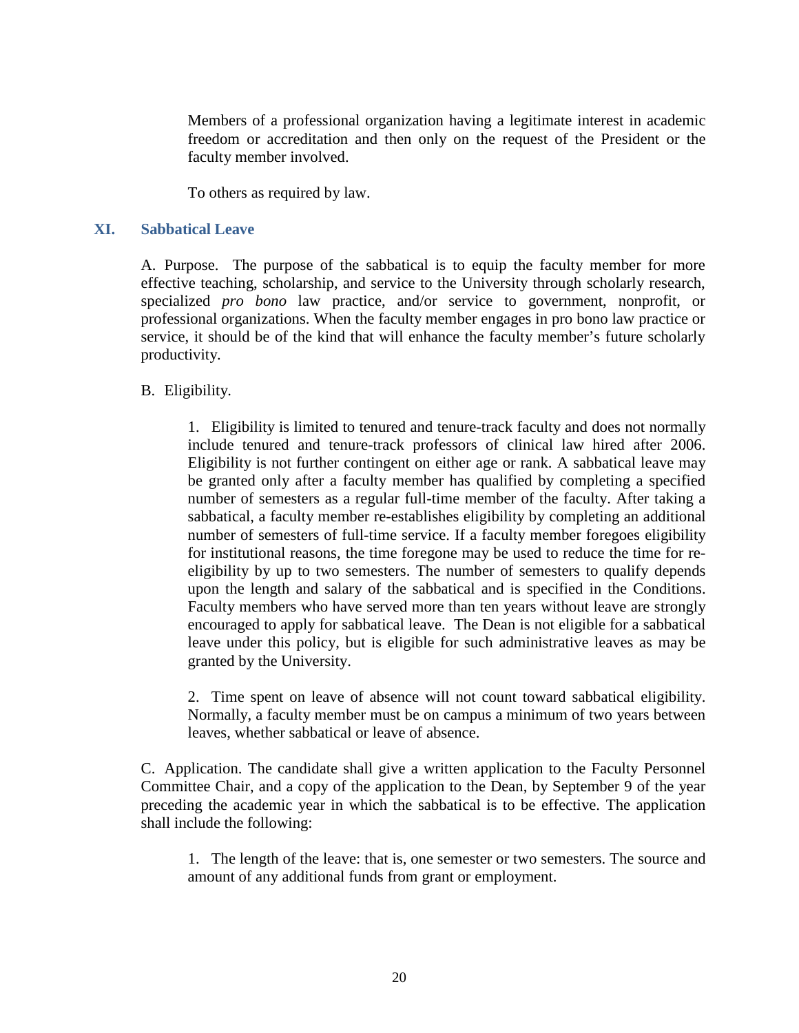Members of a professional organization having a legitimate interest in academic freedom or accreditation and then only on the request of the President or the faculty member involved.

To others as required by law.

## XI. Sabbatical Leave

A. Purpose. The purpose of the sabbatical is to equip the faculty member for more effective teaching, scholarship, and service to the University through scholarly research, specialized *pro bono* law practice, and/or service to government, nonprofit, or professional organizations. When the faculty member engages in pro bono law practice or service, it should be of the kind that will enhance the faculty member's future scholarly productivity.

B. Eligibility.

1. Eligibility is limited to tenured and tenure-track faculty and does not normally include tenured and tenure-track professors of clinical law hired after 2006. Eligibility is not further contingent on either age or rank. A sabbatical leave may be granted only after a faculty member has qualified by completing a specified number of semesters as a regular full-time member of the faculty. After taking a sabbatical, a faculty member re-establishes eligibility by completing an additional number of semesters of full-time service. If a faculty member foregoes eligibility for institutional reasons, the time foregone may be used to reduce the time for re-eligibility by up to two semesters. The number of semesters to qualify depends upon the length and salary of the sabbatical and is specified in the Conditions. Faculty members who have served more than ten years without leave are strongly encouraged to apply for sabbatical leave. The Dean is not eligible for a sabbatical leave under this policy, but is eligible for such administrative leaves as may be granted by the University.

2. Time spent on leave of absence will not count toward sabbatical eligibility. Normally, a faculty member must be on campus a minimum of two years between leaves, whether sabbatical or leave of absence.

C. Application. The candidate shall give a written application to the Faculty Personnel Committee Chair, and a copy of the application to the Dean, by September 9 of the year preceding the academic year in which the sabbatical is to be effective. The application shall include the following:

1. The length of the leave: that is, one semester or two semesters. The source and amount of any additional funds from grant or employment.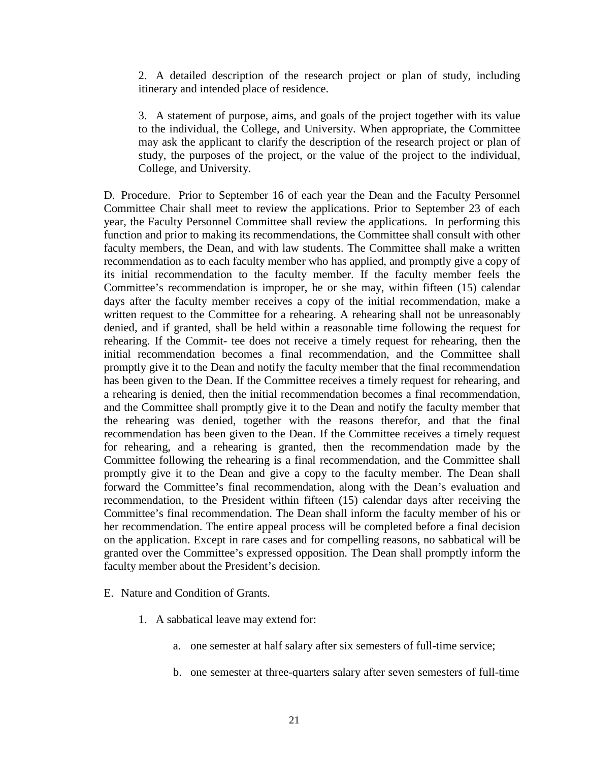2. A detailed description of the research project or plan of study, including itinerary and intended place of residence.

3. A statement of purpose, aims, and goals of the project together with its value to the individual, the College, and University. When appropriate, the Committee may ask the applicant to clarify the description of the research project or plan of study, the purposes of the project, or the value of the project to the individual, College, and University.

D. Procedure. Prior to September 16 of each year the Dean and the Faculty Personnel Committee Chair shall meet to review the applications. Prior to September 23 of each year, the Faculty Personnel Committee shall review the applications. In performing this function and prior to making its recommendations, the Committee shall consult with other faculty members, the Dean, and with law students. The Committee shall make a written recommendation as to each faculty member who has applied, and promptly give a copy of its initial recommendation to the faculty member. If the faculty member feels the Committee's recommendation is improper, he or she may, within fifteen (15) calendar days after the faculty member receives a copy of the initial recommendation, make a written request to the Committee for a rehearing. A rehearing shall not be unreasonably denied, and if granted, shall be held within a reasonable time following the request for rehearing. If the Commit- tee does not receive a timely request for rehearing, then the initial recommendation becomes a final recommendation, and the Committee shall promptly give it to the Dean and notify the faculty member that the final recommendation has been given to the Dean. If the Committee receives a timely request for rehearing, and a rehearing is denied, then the initial recommendation becomes a final recommendation, and the Committee shall promptly give it to the Dean and notify the faculty member that the rehearing was denied, together with the reasons therefor, and that the final recommendation has been given to the Dean. If the Committee receives a timely request for rehearing, and a rehearing is granted, then the recommendation made by the Committee following the rehearing is a final recommendation, and the Committee shall promptly give it to the Dean and give a copy to the faculty member. The Dean shall forward the Committee's final recommendation, along with the Dean's evaluation and recommendation, to the President within fifteen (15) calendar days after receiving the Committee's final recommendation. The Dean shall inform the faculty member of his or her recommendation. The entire appeal process will be completed before a final decision on the application. Except in rare cases and for compelling reasons, no sabbatical will be granted over the Committee's expressed opposition. The Dean shall promptly inform the faculty member about the President's decision.

E. Nature and Condition of Grants.

1. A sabbatical leave may extend for:

   a. one semester at half salary after six semesters of full-time service;

   b. one semester at three-quarters salary after seven semesters of full-time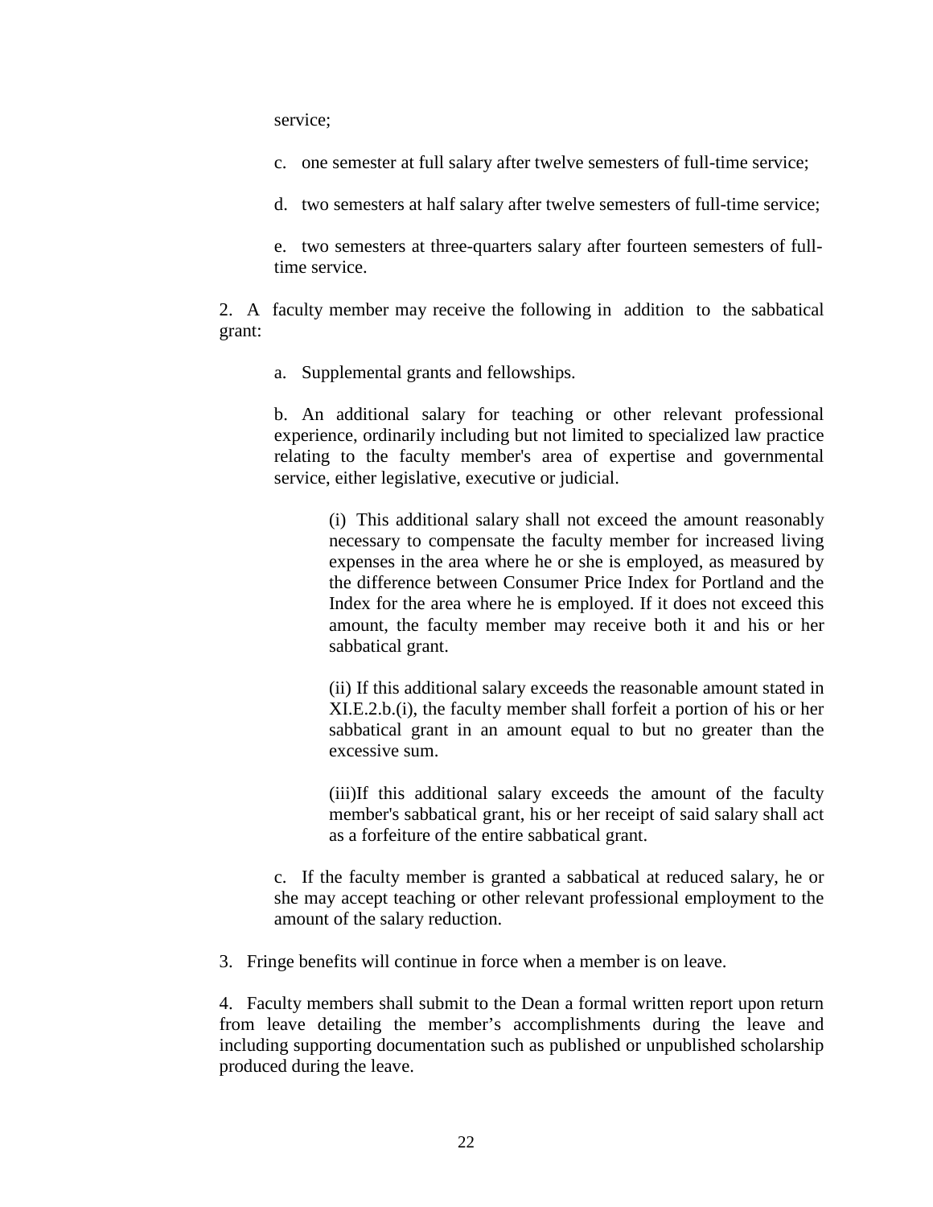service;

c. one semester at full salary after twelve semesters of full-time service;

d. two semesters at half salary after twelve semesters of full-time service;

e. two semesters at three-quarters salary after fourteen semesters of full-time service.

2. A faculty member may receive the following in addition to the sabbatical grant:

a. Supplemental grants and fellowships.

b. An additional salary for teaching or other relevant professional experience, ordinarily including but not limited to specialized law practice relating to the faculty member's area of expertise and governmental service, either legislative, executive or judicial.

(i) This additional salary shall not exceed the amount reasonably necessary to compensate the faculty member for increased living expenses in the area where he or she is employed, as measured by the difference between Consumer Price Index for Portland and the Index for the area where he is employed. If it does not exceed this amount, the faculty member may receive both it and his or her sabbatical grant.

(ii) If this additional salary exceeds the reasonable amount stated in XI.E.2.b.(i), the faculty member shall forfeit a portion of his or her sabbatical grant in an amount equal to but no greater than the excessive sum.

(iii)If this additional salary exceeds the amount of the faculty member's sabbatical grant, his or her receipt of said salary shall act as a forfeiture of the entire sabbatical grant.

c. If the faculty member is granted a sabbatical at reduced salary, he or she may accept teaching or other relevant professional employment to the amount of the salary reduction.

3. Fringe benefits will continue in force when a member is on leave.

4. Faculty members shall submit to the Dean a formal written report upon return from leave detailing the member's accomplishments during the leave and including supporting documentation such as published or unpublished scholarship produced during the leave.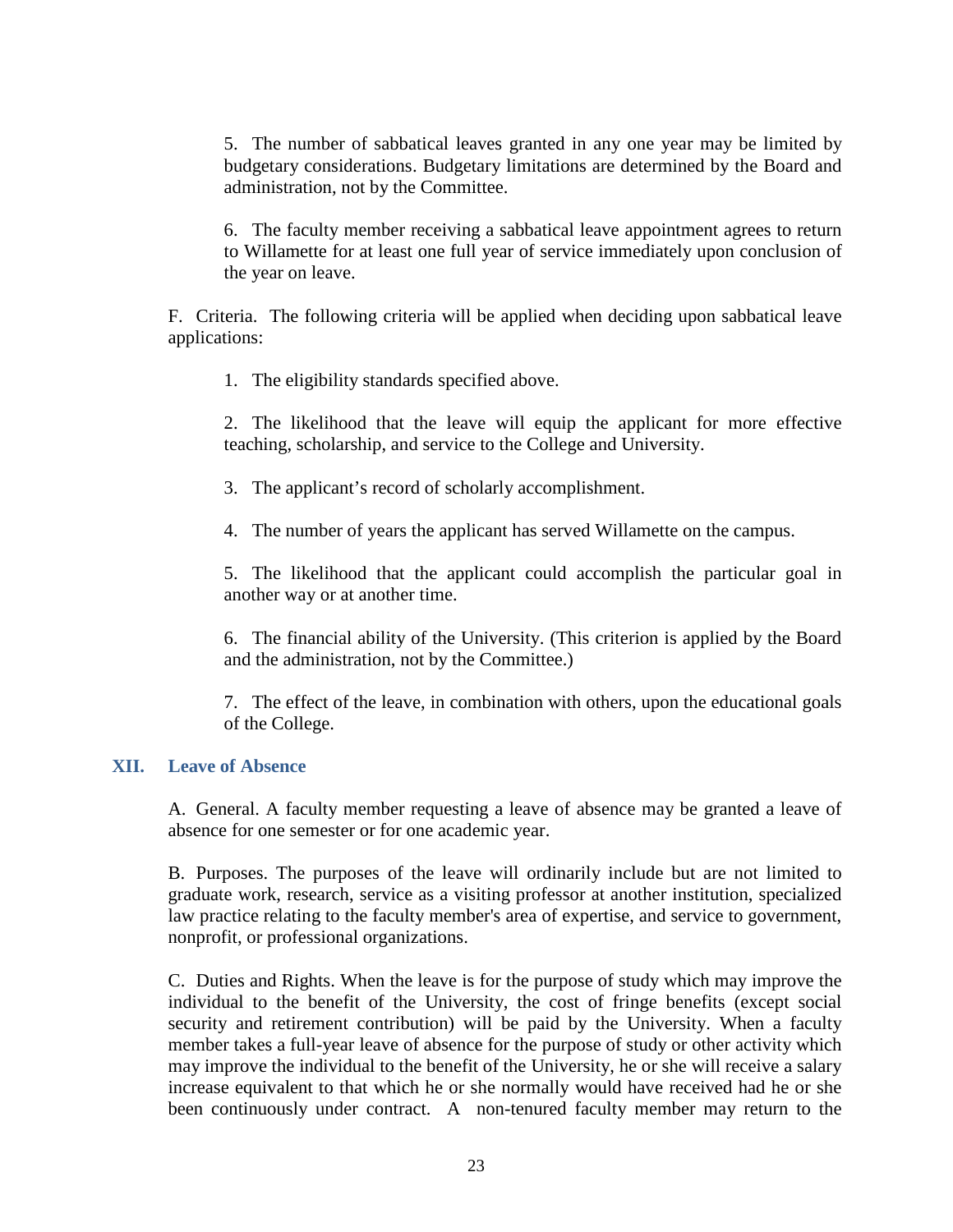5. The number of sabbatical leaves granted in any one year may be limited by budgetary considerations. Budgetary limitations are determined by the Board and administration, not by the Committee.

6. The faculty member receiving a sabbatical leave appointment agrees to return to Willamette for at least one full year of service immediately upon conclusion of the year on leave.

F. Criteria. The following criteria will be applied when deciding upon sabbatical leave applications:

1. The eligibility standards specified above.

2. The likelihood that the leave will equip the applicant for more effective teaching, scholarship, and service to the College and University.

3. The applicant's record of scholarly accomplishment.

4. The number of years the applicant has served Willamette on the campus.

5. The likelihood that the applicant could accomplish the particular goal in another way or at another time.

6. The financial ability of the University. (This criterion is applied by the Board and the administration, not by the Committee.)

7. The effect of the leave, in combination with others, upon the educational goals of the College.

## XII. Leave of Absence

A. General. A faculty member requesting a leave of absence may be granted a leave of absence for one semester or for one academic year.

B. Purposes. The purposes of the leave will ordinarily include but are not limited to graduate work, research, service as a visiting professor at another institution, specialized law practice relating to the faculty member's area of expertise, and service to government, nonprofit, or professional organizations.

C. Duties and Rights. When the leave is for the purpose of study which may improve the individual to the benefit of the University, the cost of fringe benefits (except social security and retirement contribution) will be paid by the University. When a faculty member takes a full-year leave of absence for the purpose of study or other activity which may improve the individual to the benefit of the University, he or she will receive a salary increase equivalent to that which he or she normally would have received had he or she been continuously under contract. A non-tenured faculty member may return to the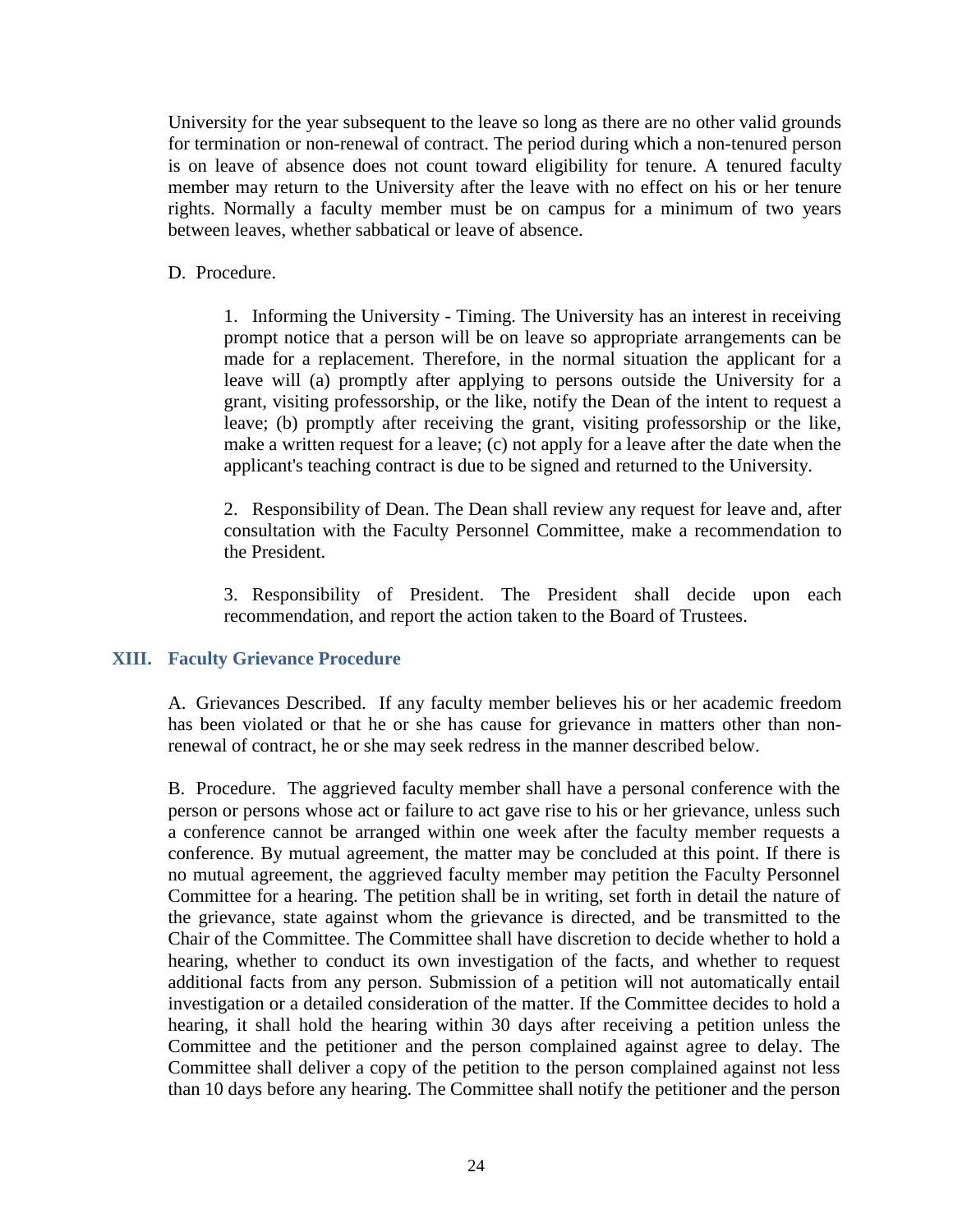University for the year subsequent to the leave so long as there are no other valid grounds for termination or non-renewal of contract. The period during which a non-tenured person is on leave of absence does not count toward eligibility for tenure. A tenured faculty member may return to the University after the leave with no effect on his or her tenure rights. Normally a faculty member must be on campus for a minimum of two years between leaves, whether sabbatical or leave of absence.

D. Procedure.

1. Informing the University - Timing. The University has an interest in receiving prompt notice that a person will be on leave so appropriate arrangements can be made for a replacement. Therefore, in the normal situation the applicant for a leave will (a) promptly after applying to persons outside the University for a grant, visiting professorship, or the like, notify the Dean of the intent to request a leave; (b) promptly after receiving the grant, visiting professorship or the like, make a written request for a leave; (c) not apply for a leave after the date when the applicant's teaching contract is due to be signed and returned to the University.

2. Responsibility of Dean. The Dean shall review any request for leave and, after consultation with the Faculty Personnel Committee, make a recommendation to the President.

3. Responsibility of President. The President shall decide upon each recommendation, and report the action taken to the Board of Trustees.

## XIII. Faculty Grievance Procedure

A. Grievances Described. If any faculty member believes his or her academic freedom has been violated or that he or she has cause for grievance in matters other than non-renewal of contract, he or she may seek redress in the manner described below.

B. Procedure. The aggrieved faculty member shall have a personal conference with the person or persons whose act or failure to act gave rise to his or her grievance, unless such a conference cannot be arranged within one week after the faculty member requests a conference. By mutual agreement, the matter may be concluded at this point. If there is no mutual agreement, the aggrieved faculty member may petition the Faculty Personnel Committee for a hearing. The petition shall be in writing, set forth in detail the nature of the grievance, state against whom the grievance is directed, and be transmitted to the Chair of the Committee. The Committee shall have discretion to decide whether to hold a hearing, whether to conduct its own investigation of the facts, and whether to request additional facts from any person. Submission of a petition will not automatically entail investigation or a detailed consideration of the matter. If the Committee decides to hold a hearing, it shall hold the hearing within 30 days after receiving a petition unless the Committee and the petitioner and the person complained against agree to delay. The Committee shall deliver a copy of the petition to the person complained against not less than 10 days before any hearing. The Committee shall notify the petitioner and the person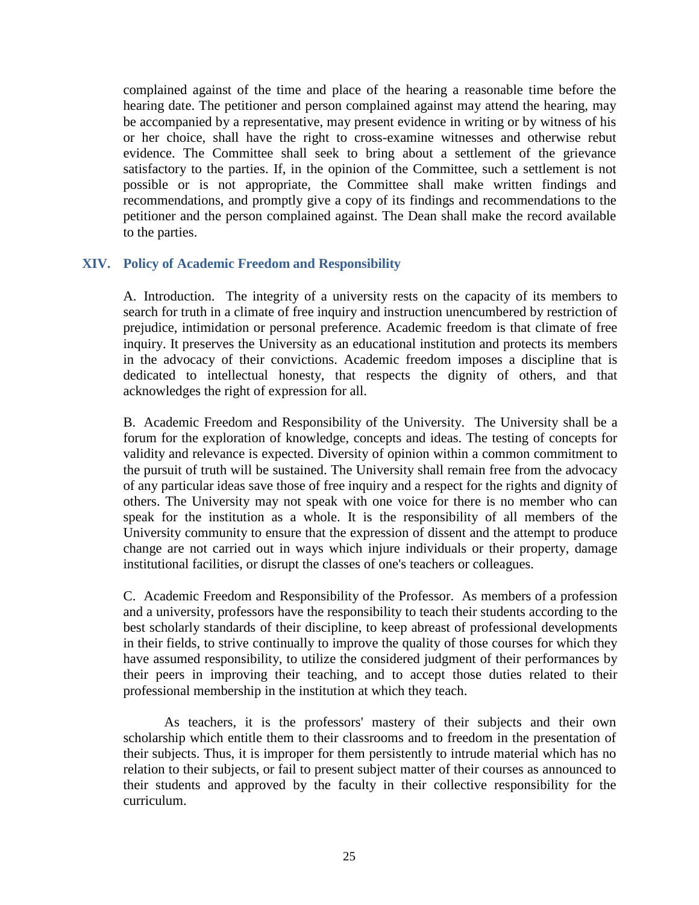complained against of the time and place of the hearing a reasonable time before the hearing date. The petitioner and person complained against may attend the hearing, may be accompanied by a representative, may present evidence in writing or by witness of his or her choice, shall have the right to cross-examine witnesses and otherwise rebut evidence. The Committee shall seek to bring about a settlement of the grievance satisfactory to the parties. If, in the opinion of the Committee, such a settlement is not possible or is not appropriate, the Committee shall make written findings and recommendations, and promptly give a copy of its findings and recommendations to the petitioner and the person complained against. The Dean shall make the record available to the parties.

## XIV. Policy of Academic Freedom and Responsibility

A. Introduction. The integrity of a university rests on the capacity of its members to search for truth in a climate of free inquiry and instruction unencumbered by restriction of prejudice, intimidation or personal preference. Academic freedom is that climate of free inquiry. It preserves the University as an educational institution and protects its members in the advocacy of their convictions. Academic freedom imposes a discipline that is dedicated to intellectual honesty, that respects the dignity of others, and that acknowledges the right of expression for all.

B. Academic Freedom and Responsibility of the University. The University shall be a forum for the exploration of knowledge, concepts and ideas. The testing of concepts for validity and relevance is expected. Diversity of opinion within a common commitment to the pursuit of truth will be sustained. The University shall remain free from the advocacy of any particular ideas save those of free inquiry and a respect for the rights and dignity of others. The University may not speak with one voice for there is no member who can speak for the institution as a whole. It is the responsibility of all members of the University community to ensure that the expression of dissent and the attempt to produce change are not carried out in ways which injure individuals or their property, damage institutional facilities, or disrupt the classes of one's teachers or colleagues.

C. Academic Freedom and Responsibility of the Professor. As members of a profession and a university, professors have the responsibility to teach their students according to the best scholarly standards of their discipline, to keep abreast of professional developments in their fields, to strive continually to improve the quality of those courses for which they have assumed responsibility, to utilize the considered judgment of their performances by their peers in improving their teaching, and to accept those duties related to their professional membership in the institution at which they teach.

As teachers, it is the professors' mastery of their subjects and their own scholarship which entitle them to their classrooms and to freedom in the presentation of their subjects. Thus, it is improper for them persistently to intrude material which has no relation to their subjects, or fail to present subject matter of their courses as announced to their students and approved by the faculty in their collective responsibility for the curriculum.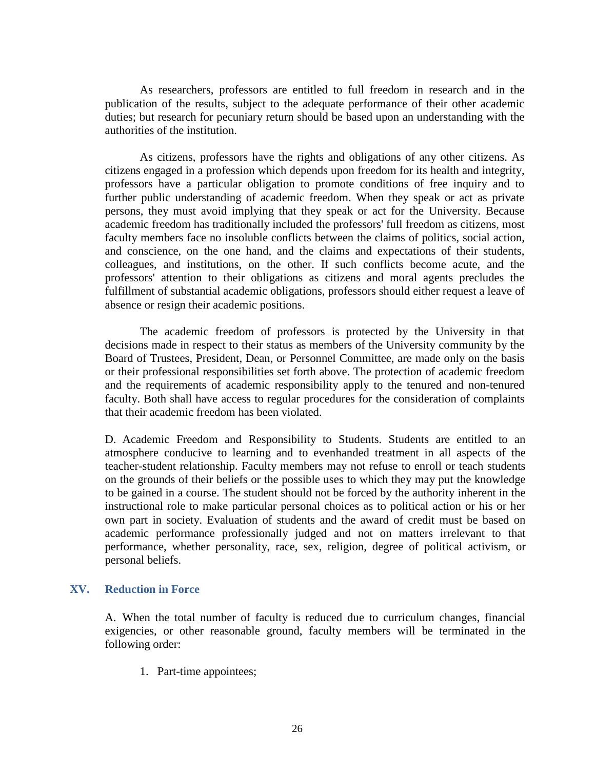As researchers, professors are entitled to full freedom in research and in the publication of the results, subject to the adequate performance of their other academic duties; but research for pecuniary return should be based upon an understanding with the authorities of the institution.

As citizens, professors have the rights and obligations of any other citizens. As citizens engaged in a profession which depends upon freedom for its health and integrity, professors have a particular obligation to promote conditions of free inquiry and to further public understanding of academic freedom. When they speak or act as private persons, they must avoid implying that they speak or act for the University. Because academic freedom has traditionally included the professors' full freedom as citizens, most faculty members face no insoluble conflicts between the claims of politics, social action, and conscience, on the one hand, and the claims and expectations of their students, colleagues, and institutions, on the other. If such conflicts become acute, and the professors' attention to their obligations as citizens and moral agents precludes the fulfillment of substantial academic obligations, professors should either request a leave of absence or resign their academic positions.

The academic freedom of professors is protected by the University in that decisions made in respect to their status as members of the University community by the Board of Trustees, President, Dean, or Personnel Committee, are made only on the basis or their professional responsibilities set forth above. The protection of academic freedom and the requirements of academic responsibility apply to the tenured and non-tenured faculty. Both shall have access to regular procedures for the consideration of complaints that their academic freedom has been violated.

D. Academic Freedom and Responsibility to Students. Students are entitled to an atmosphere conducive to learning and to evenhanded treatment in all aspects of the teacher-student relationship. Faculty members may not refuse to enroll or teach students on the grounds of their beliefs or the possible uses to which they may put the knowledge to be gained in a course. The student should not be forced by the authority inherent in the instructional role to make particular personal choices as to political action or his or her own part in society. Evaluation of students and the award of credit must be based on academic performance professionally judged and not on matters irrelevant to that performance, whether personality, race, sex, religion, degree of political activism, or personal beliefs.

## XV. Reduction in Force

A. When the total number of faculty is reduced due to curriculum changes, financial exigencies, or other reasonable ground, faculty members will be terminated in the following order:

1. Part-time appointees;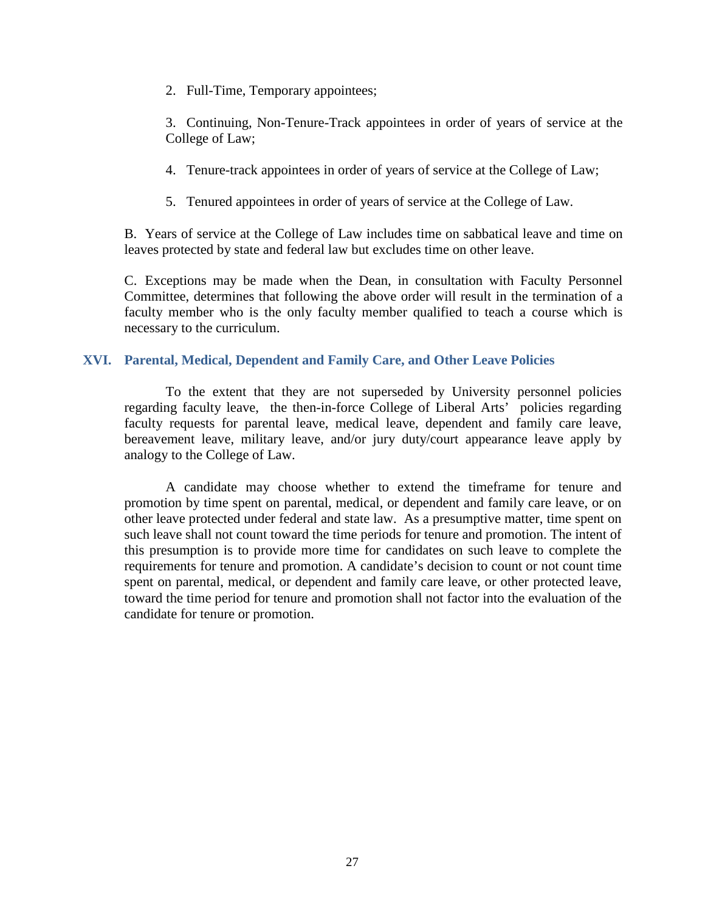2. Full-Time, Temporary appointees;

3. Continuing, Non-Tenure-Track appointees in order of years of service at the College of Law;

4. Tenure-track appointees in order of years of service at the College of Law;

5. Tenured appointees in order of years of service at the College of Law.

B. Years of service at the College of Law includes time on sabbatical leave and time on leaves protected by state and federal law but excludes time on other leave.

C. Exceptions may be made when the Dean, in consultation with Faculty Personnel Committee, determines that following the above order will result in the termination of a faculty member who is the only faculty member qualified to teach a course which is necessary to the curriculum.

## XVI. Parental, Medical, Dependent and Family Care, and Other Leave Policies

To the extent that they are not superseded by University personnel policies regarding faculty leave, the then-in-force College of Liberal Arts' policies regarding faculty requests for parental leave, medical leave, dependent and family care leave, bereavement leave, military leave, and/or jury duty/court appearance leave apply by analogy to the College of Law.

A candidate may choose whether to extend the timeframe for tenure and promotion by time spent on parental, medical, or dependent and family care leave, or on other leave protected under federal and state law. As a presumptive matter, time spent on such leave shall not count toward the time periods for tenure and promotion. The intent of this presumption is to provide more time for candidates on such leave to complete the requirements for tenure and promotion. A candidate's decision to count or not count time spent on parental, medical, or dependent and family care leave, or other protected leave, toward the time period for tenure and promotion shall not factor into the evaluation of the candidate for tenure or promotion.